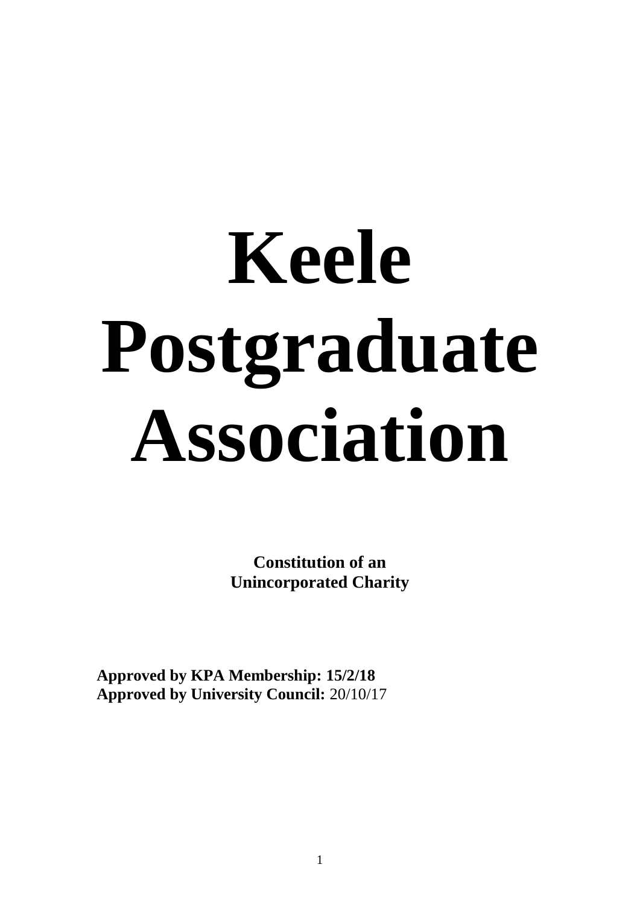# Keele Postgraduate Association

**Constitution of an Unincorporated Charity**

**Approved by KPA Membership: 15/2/18**
**Approved by University Council:** 20/10/17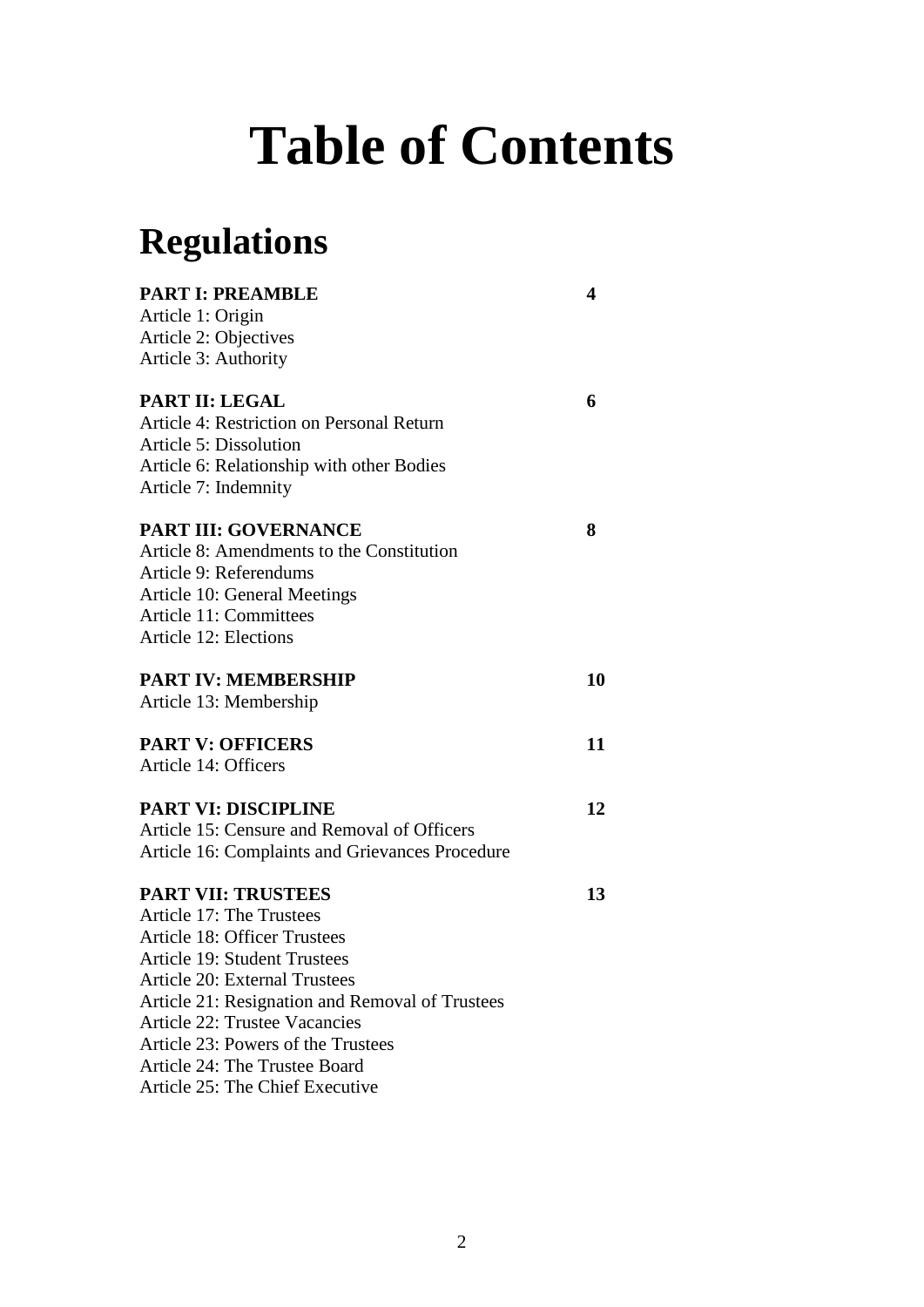# Table of Contents

## Regulations

| | |
|---|---|
| **PART I: PREAMBLE** | **4** |
| Article 1: Origin | |
| Article 2: Objectives | |
| Article 3: Authority | |
| **PART II: LEGAL** | **6** |
| Article 4: Restriction on Personal Return | |
| Article 5: Dissolution | |
| Article 6: Relationship with other Bodies | |
| Article 7: Indemnity | |
| **PART III: GOVERNANCE** | **8** |
| Article 8: Amendments to the Constitution | |
| Article 9: Referendums | |
| Article 10: General Meetings | |
| Article 11: Committees | |
| Article 12: Elections | |
| **PART IV: MEMBERSHIP** | **10** |
| Article 13: Membership | |
| **PART V: OFFICERS** | **11** |
| Article 14: Officers | |
| **PART VI: DISCIPLINE** | **12** |
| Article 15: Censure and Removal of Officers | |
| Article 16: Complaints and Grievances Procedure | |
| **PART VII: TRUSTEES** | **13** |
| Article 17: The Trustees | |
| Article 18: Officer Trustees | |
| Article 19: Student Trustees | |
| Article 20: External Trustees | |
| Article 21: Resignation and Removal of Trustees | |
| Article 22: Trustee Vacancies | |
| Article 23: Powers of the Trustees | |
| Article 24: The Trustee Board | |
| Article 25: The Chief Executive | |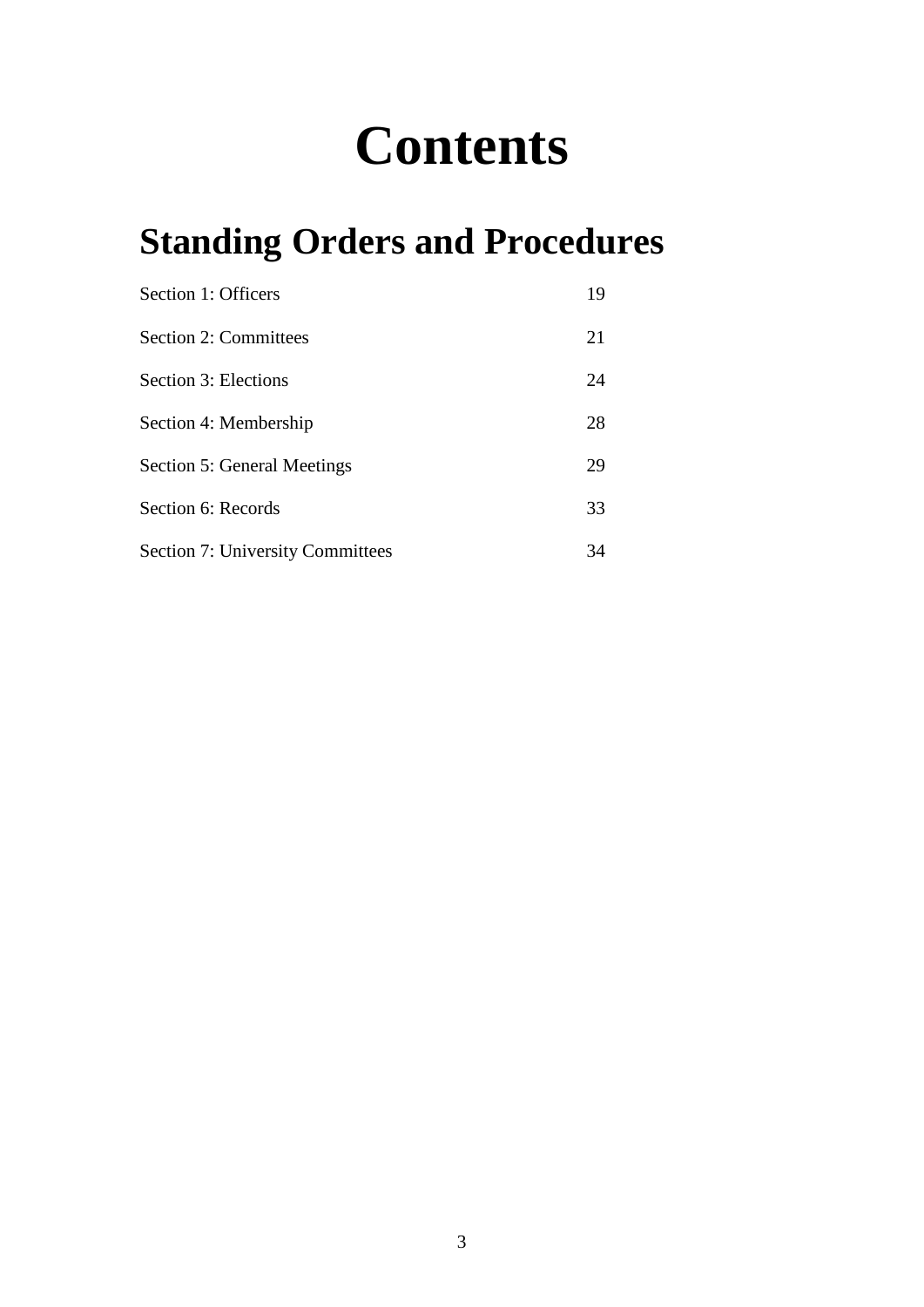# Contents

## Standing Orders and Procedures

| | |
|---|---|
| Section 1: Officers | 19 |
| Section 2: Committees | 21 |
| Section 3: Elections | 24 |
| Section 4: Membership | 28 |
| Section 5: General Meetings | 29 |
| Section 6: Records | 33 |
| Section 7: University Committees | 34 |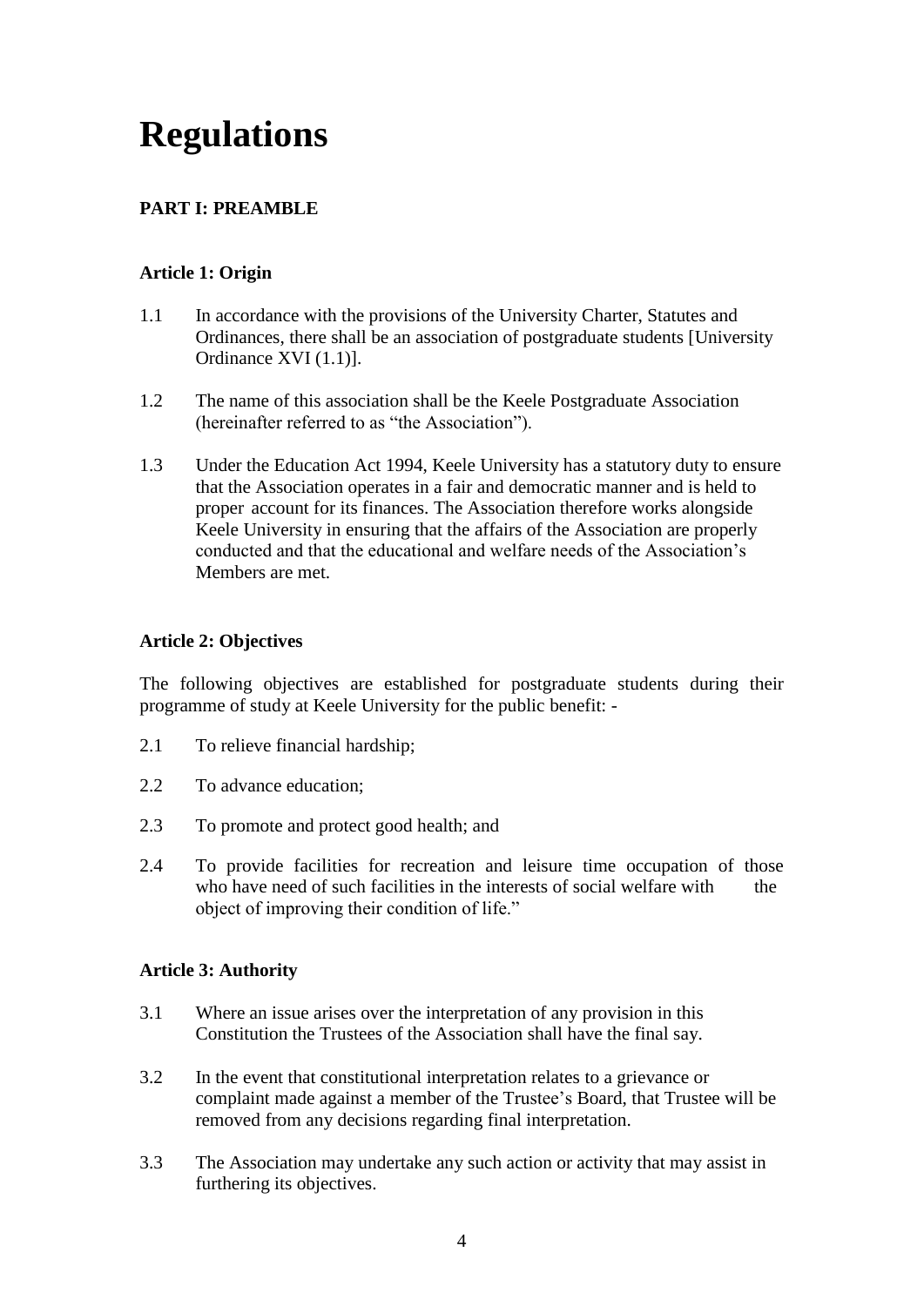# Regulations

## PART I: PREAMBLE

### Article 1: Origin

1.1 In accordance with the provisions of the University Charter, Statutes and Ordinances, there shall be an association of postgraduate students [University Ordinance XVI (1.1)].

1.2 The name of this association shall be the Keele Postgraduate Association (hereinafter referred to as "the Association").

1.3 Under the Education Act 1994, Keele University has a statutory duty to ensure that the Association operates in a fair and democratic manner and is held to proper account for its finances. The Association therefore works alongside Keele University in ensuring that the affairs of the Association are properly conducted and that the educational and welfare needs of the Association's Members are met.

### Article 2: Objectives

The following objectives are established for postgraduate students during their programme of study at Keele University for the public benefit: -

2.1 To relieve financial hardship;

2.2 To advance education;

2.3 To promote and protect good health; and

2.4 To provide facilities for recreation and leisure time occupation of those who have need of such facilities in the interests of social welfare with the object of improving their condition of life."

### Article 3: Authority

3.1 Where an issue arises over the interpretation of any provision in this Constitution the Trustees of the Association shall have the final say.

3.2 In the event that constitutional interpretation relates to a grievance or complaint made against a member of the Trustee's Board, that Trustee will be removed from any decisions regarding final interpretation.

3.3 The Association may undertake any such action or activity that may assist in furthering its objectives.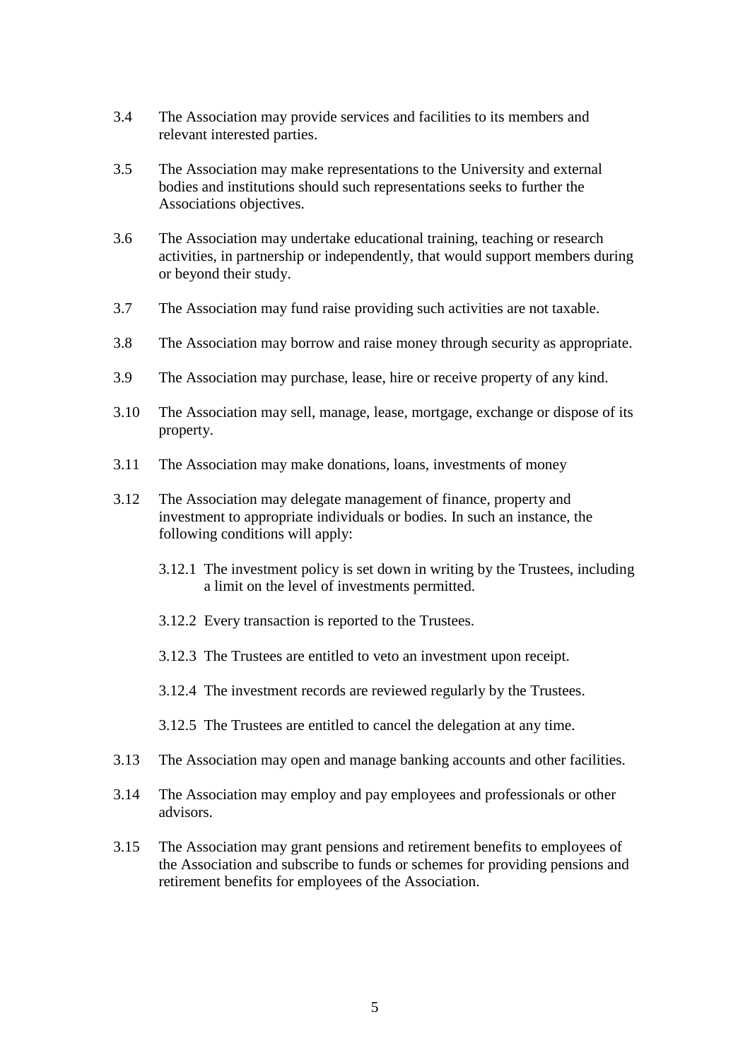3.4 The Association may provide services and facilities to its members and relevant interested parties.

3.5 The Association may make representations to the University and external bodies and institutions should such representations seeks to further the Associations objectives.

3.6 The Association may undertake educational training, teaching or research activities, in partnership or independently, that would support members during or beyond their study.

3.7 The Association may fund raise providing such activities are not taxable.

3.8 The Association may borrow and raise money through security as appropriate.

3.9 The Association may purchase, lease, hire or receive property of any kind.

3.10 The Association may sell, manage, lease, mortgage, exchange or dispose of its property.

3.11 The Association may make donations, loans, investments of money

3.12 The Association may delegate management of finance, property and investment to appropriate individuals or bodies. In such an instance, the following conditions will apply:

- 3.12.1 The investment policy is set down in writing by the Trustees, including a limit on the level of investments permitted.
- 3.12.2 Every transaction is reported to the Trustees.
- 3.12.3 The Trustees are entitled to veto an investment upon receipt.
- 3.12.4 The investment records are reviewed regularly by the Trustees.
- 3.12.5 The Trustees are entitled to cancel the delegation at any time.

3.13 The Association may open and manage banking accounts and other facilities.

3.14 The Association may employ and pay employees and professionals or other advisors.

3.15 The Association may grant pensions and retirement benefits to employees of the Association and subscribe to funds or schemes for providing pensions and retirement benefits for employees of the Association.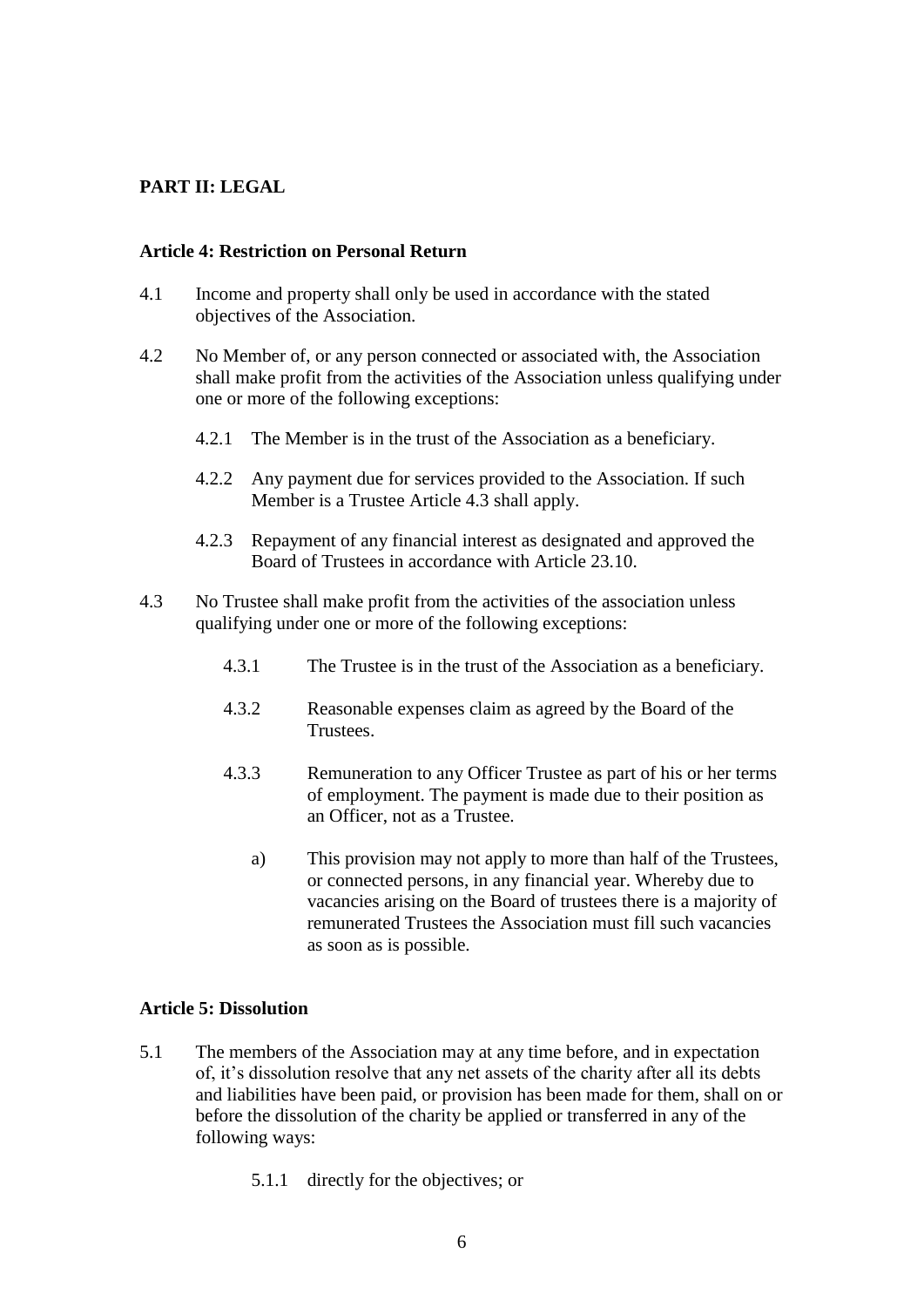## PART II: LEGAL

### Article 4: Restriction on Personal Return

4.1 Income and property shall only be used in accordance with the stated objectives of the Association.

4.2 No Member of, or any person connected or associated with, the Association shall make profit from the activities of the Association unless qualifying under one or more of the following exceptions:

   4.2.1 The Member is in the trust of the Association as a beneficiary.

   4.2.2 Any payment due for services provided to the Association. If such Member is a Trustee Article 4.3 shall apply.

   4.2.3 Repayment of any financial interest as designated and approved the Board of Trustees in accordance with Article 23.10.

4.3 No Trustee shall make profit from the activities of the association unless qualifying under one or more of the following exceptions:

   4.3.1 The Trustee is in the trust of the Association as a beneficiary.

   4.3.2 Reasonable expenses claim as agreed by the Board of the Trustees.

   4.3.3 Remuneration to any Officer Trustee as part of his or her terms of employment. The payment is made due to their position as an Officer, not as a Trustee.

      a) This provision may not apply to more than half of the Trustees, or connected persons, in any financial year. Whereby due to vacancies arising on the Board of trustees there is a majority of remunerated Trustees the Association must fill such vacancies as soon as is possible.

### Article 5: Dissolution

5.1 The members of the Association may at any time before, and in expectation of, it's dissolution resolve that any net assets of the charity after all its debts and liabilities have been paid, or provision has been made for them, shall on or before the dissolution of the charity be applied or transferred in any of the following ways:

   5.1.1 directly for the objectives; or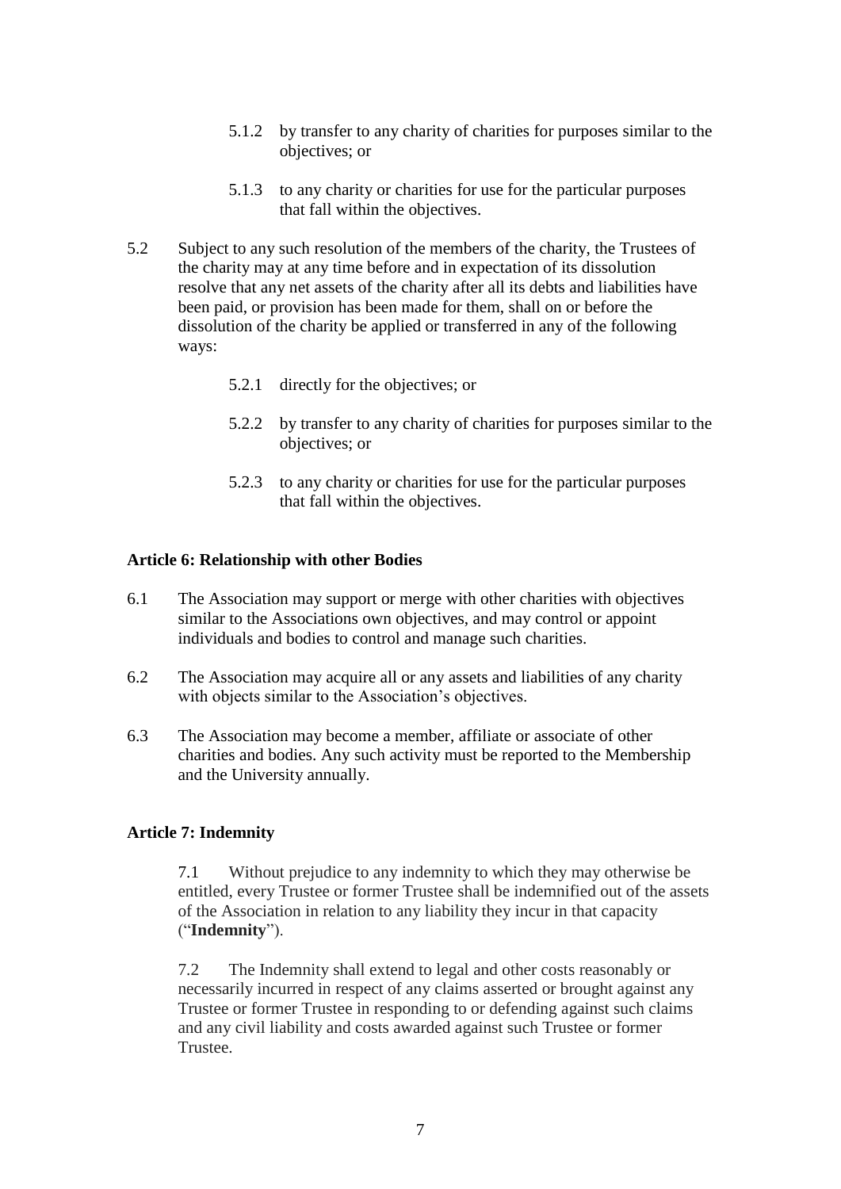5.1.2 by transfer to any charity of charities for purposes similar to the objectives; or

5.1.3 to any charity or charities for use for the particular purposes that fall within the objectives.

5.2 Subject to any such resolution of the members of the charity, the Trustees of the charity may at any time before and in expectation of its dissolution resolve that any net assets of the charity after all its debts and liabilities have been paid, or provision has been made for them, shall on or before the dissolution of the charity be applied or transferred in any of the following ways:

5.2.1 directly for the objectives; or

5.2.2 by transfer to any charity of charities for purposes similar to the objectives; or

5.2.3 to any charity or charities for use for the particular purposes that fall within the objectives.

**Article 6: Relationship with other Bodies**

6.1 The Association may support or merge with other charities with objectives similar to the Associations own objectives, and may control or appoint individuals and bodies to control and manage such charities.

6.2 The Association may acquire all or any assets and liabilities of any charity with objects similar to the Association's objectives.

6.3 The Association may become a member, affiliate or associate of other charities and bodies. Any such activity must be reported to the Membership and the University annually.

**Article 7: Indemnity**

7.1 Without prejudice to any indemnity to which they may otherwise be entitled, every Trustee or former Trustee shall be indemnified out of the assets of the Association in relation to any liability they incur in that capacity ("**Indemnity**").

7.2 The Indemnity shall extend to legal and other costs reasonably or necessarily incurred in respect of any claims asserted or brought against any Trustee or former Trustee in responding to or defending against such claims and any civil liability and costs awarded against such Trustee or former Trustee.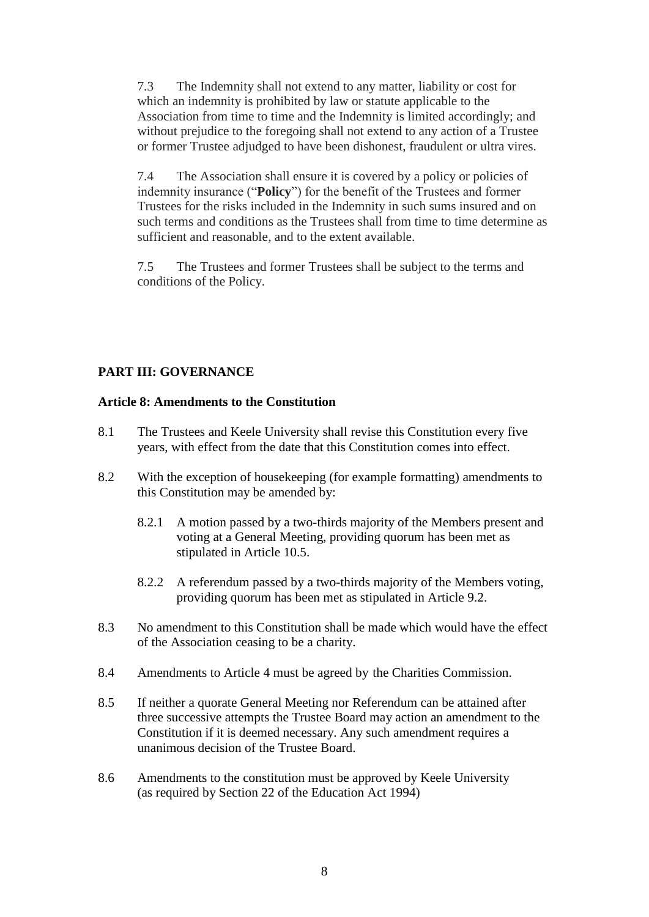7.3 The Indemnity shall not extend to any matter, liability or cost for which an indemnity is prohibited by law or statute applicable to the Association from time to time and the Indemnity is limited accordingly; and without prejudice to the foregoing shall not extend to any action of a Trustee or former Trustee adjudged to have been dishonest, fraudulent or ultra vires.

7.4 The Association shall ensure it is covered by a policy or policies of indemnity insurance ("**Policy**") for the benefit of the Trustees and former Trustees for the risks included in the Indemnity in such sums insured and on such terms and conditions as the Trustees shall from time to time determine as sufficient and reasonable, and to the extent available.

7.5 The Trustees and former Trustees shall be subject to the terms and conditions of the Policy.

## PART III: GOVERNANCE

### Article 8: Amendments to the Constitution

8.1 The Trustees and Keele University shall revise this Constitution every five years, with effect from the date that this Constitution comes into effect.

8.2 With the exception of housekeeping (for example formatting) amendments to this Constitution may be amended by:

- 8.2.1 A motion passed by a two-thirds majority of the Members present and voting at a General Meeting, providing quorum has been met as stipulated in Article 10.5.
- 8.2.2 A referendum passed by a two-thirds majority of the Members voting, providing quorum has been met as stipulated in Article 9.2.

8.3 No amendment to this Constitution shall be made which would have the effect of the Association ceasing to be a charity.

8.4 Amendments to Article 4 must be agreed by the Charities Commission.

8.5 If neither a quorate General Meeting nor Referendum can be attained after three successive attempts the Trustee Board may action an amendment to the Constitution if it is deemed necessary. Any such amendment requires a unanimous decision of the Trustee Board.

8.6 Amendments to the constitution must be approved by Keele University (as required by Section 22 of the Education Act 1994)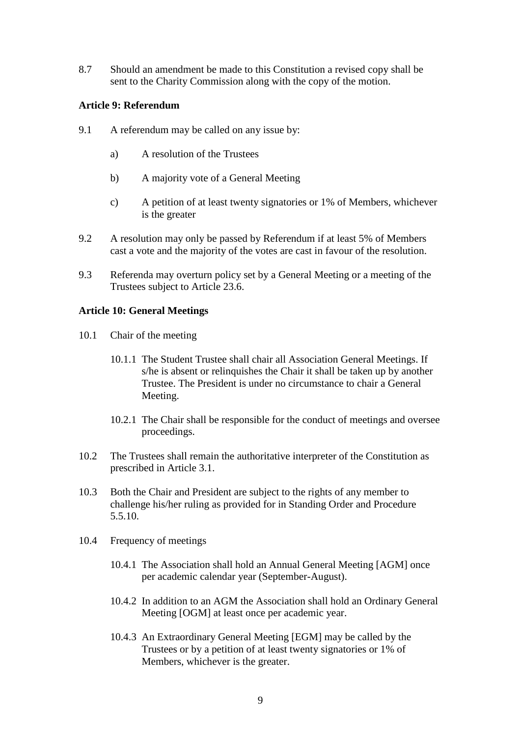8.7 Should an amendment be made to this Constitution a revised copy shall be sent to the Charity Commission along with the copy of the motion.

**Article 9: Referendum**

9.1 A referendum may be called on any issue by:

  a) A resolution of the Trustees

  b) A majority vote of a General Meeting

  c) A petition of at least twenty signatories or 1% of Members, whichever is the greater

9.2 A resolution may only be passed by Referendum if at least 5% of Members cast a vote and the majority of the votes are cast in favour of the resolution.

9.3 Referenda may overturn policy set by a General Meeting or a meeting of the Trustees subject to Article 23.6.

**Article 10: General Meetings**

10.1 Chair of the meeting

  10.1.1 The Student Trustee shall chair all Association General Meetings. If s/he is absent or relinquishes the Chair it shall be taken up by another Trustee. The President is under no circumstance to chair a General Meeting.

  10.2.1 The Chair shall be responsible for the conduct of meetings and oversee proceedings.

10.2 The Trustees shall remain the authoritative interpreter of the Constitution as prescribed in Article 3.1.

10.3 Both the Chair and President are subject to the rights of any member to challenge his/her ruling as provided for in Standing Order and Procedure 5.5.10.

10.4 Frequency of meetings

  10.4.1 The Association shall hold an Annual General Meeting [AGM] once per academic calendar year (September-August).

  10.4.2 In addition to an AGM the Association shall hold an Ordinary General Meeting [OGM] at least once per academic year.

  10.4.3 An Extraordinary General Meeting [EGM] may be called by the Trustees or by a petition of at least twenty signatories or 1% of Members, whichever is the greater.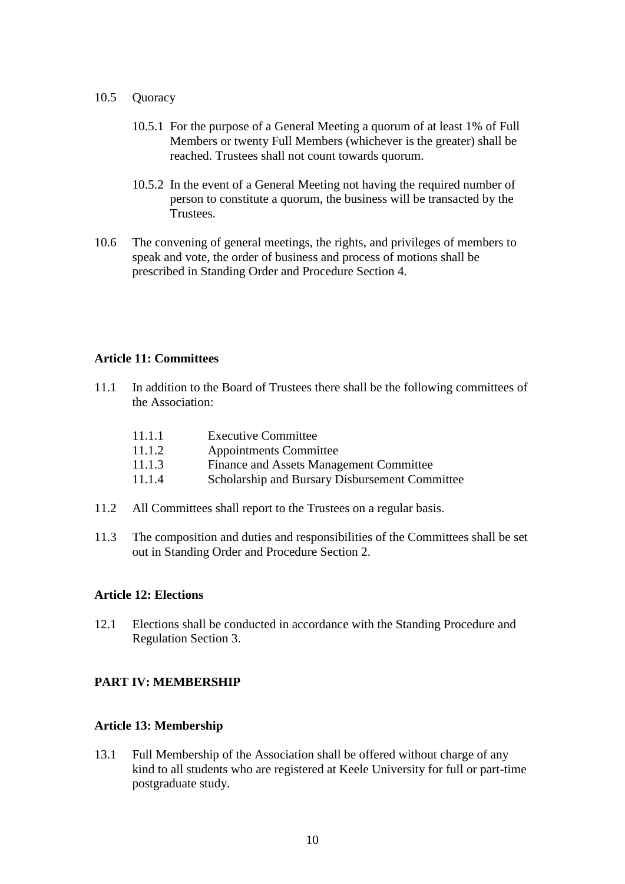10.5 Quoracy

10.5.1 For the purpose of a General Meeting a quorum of at least 1% of Full Members or twenty Full Members (whichever is the greater) shall be reached. Trustees shall not count towards quorum.

10.5.2 In the event of a General Meeting not having the required number of person to constitute a quorum, the business will be transacted by the Trustees.

10.6 The convening of general meetings, the rights, and privileges of members to speak and vote, the order of business and process of motions shall be prescribed in Standing Order and Procedure Section 4.

**Article 11: Committees**

11.1 In addition to the Board of Trustees there shall be the following committees of the Association:

11.1.1 Executive Committee
11.1.2 Appointments Committee
11.1.3 Finance and Assets Management Committee
11.1.4 Scholarship and Bursary Disbursement Committee

11.2 All Committees shall report to the Trustees on a regular basis.

11.3 The composition and duties and responsibilities of the Committees shall be set out in Standing Order and Procedure Section 2.

**Article 12: Elections**

12.1 Elections shall be conducted in accordance with the Standing Procedure and Regulation Section 3.

**PART IV: MEMBERSHIP**

**Article 13: Membership**

13.1 Full Membership of the Association shall be offered without charge of any kind to all students who are registered at Keele University for full or part-time postgraduate study.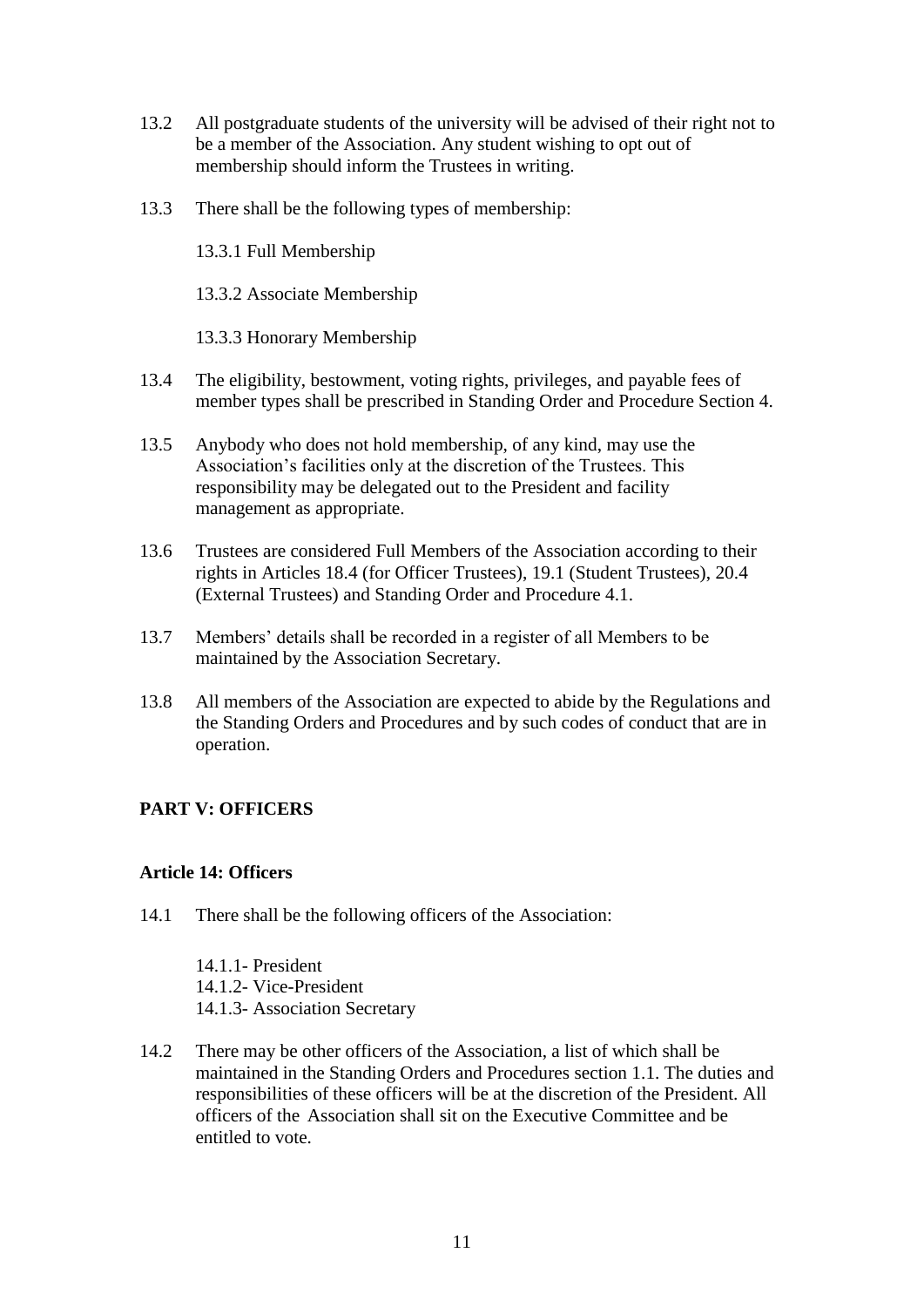13.2 All postgraduate students of the university will be advised of their right not to be a member of the Association. Any student wishing to opt out of membership should inform the Trustees in writing.

13.3 There shall be the following types of membership:

13.3.1 Full Membership

13.3.2 Associate Membership

13.3.3 Honorary Membership

13.4 The eligibility, bestowment, voting rights, privileges, and payable fees of member types shall be prescribed in Standing Order and Procedure Section 4.

13.5 Anybody who does not hold membership, of any kind, may use the Association's facilities only at the discretion of the Trustees. This responsibility may be delegated out to the President and facility management as appropriate.

13.6 Trustees are considered Full Members of the Association according to their rights in Articles 18.4 (for Officer Trustees), 19.1 (Student Trustees), 20.4 (External Trustees) and Standing Order and Procedure 4.1.

13.7 Members' details shall be recorded in a register of all Members to be maintained by the Association Secretary.

13.8 All members of the Association are expected to abide by the Regulations and the Standing Orders and Procedures and by such codes of conduct that are in operation.

## PART V: OFFICERS

### Article 14: Officers

14.1 There shall be the following officers of the Association:

14.1.1- President
14.1.2- Vice-President
14.1.3- Association Secretary

14.2 There may be other officers of the Association, a list of which shall be maintained in the Standing Orders and Procedures section 1.1. The duties and responsibilities of these officers will be at the discretion of the President. All officers of the Association shall sit on the Executive Committee and be entitled to vote.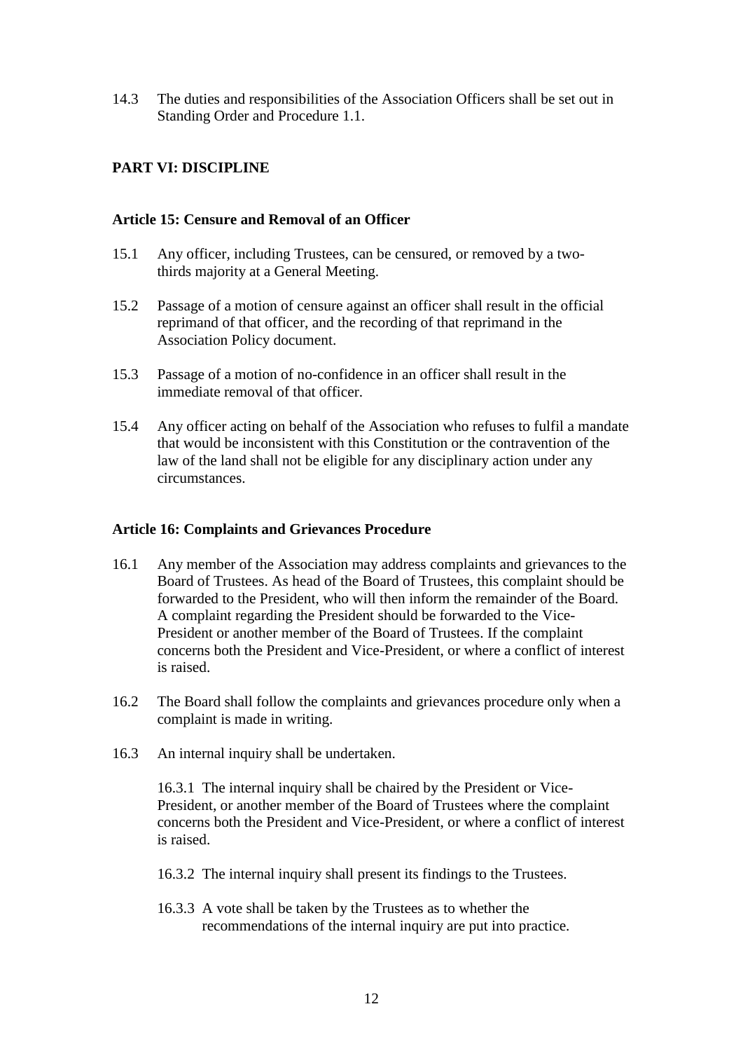14.3 The duties and responsibilities of the Association Officers shall be set out in Standing Order and Procedure 1.1.

## PART VI: DISCIPLINE

### Article 15: Censure and Removal of an Officer

15.1 Any officer, including Trustees, can be censured, or removed by a two-thirds majority at a General Meeting.

15.2 Passage of a motion of censure against an officer shall result in the official reprimand of that officer, and the recording of that reprimand in the Association Policy document.

15.3 Passage of a motion of no-confidence in an officer shall result in the immediate removal of that officer.

15.4 Any officer acting on behalf of the Association who refuses to fulfil a mandate that would be inconsistent with this Constitution or the contravention of the law of the land shall not be eligible for any disciplinary action under any circumstances.

### Article 16: Complaints and Grievances Procedure

16.1 Any member of the Association may address complaints and grievances to the Board of Trustees. As head of the Board of Trustees, this complaint should be forwarded to the President, who will then inform the remainder of the Board. A complaint regarding the President should be forwarded to the Vice-President or another member of the Board of Trustees. If the complaint concerns both the President and Vice-President, or where a conflict of interest is raised.

16.2 The Board shall follow the complaints and grievances procedure only when a complaint is made in writing.

16.3 An internal inquiry shall be undertaken.

16.3.1 The internal inquiry shall be chaired by the President or Vice-President, or another member of the Board of Trustees where the complaint concerns both the President and Vice-President, or where a conflict of interest is raised.

16.3.2 The internal inquiry shall present its findings to the Trustees.

16.3.3 A vote shall be taken by the Trustees as to whether the recommendations of the internal inquiry are put into practice.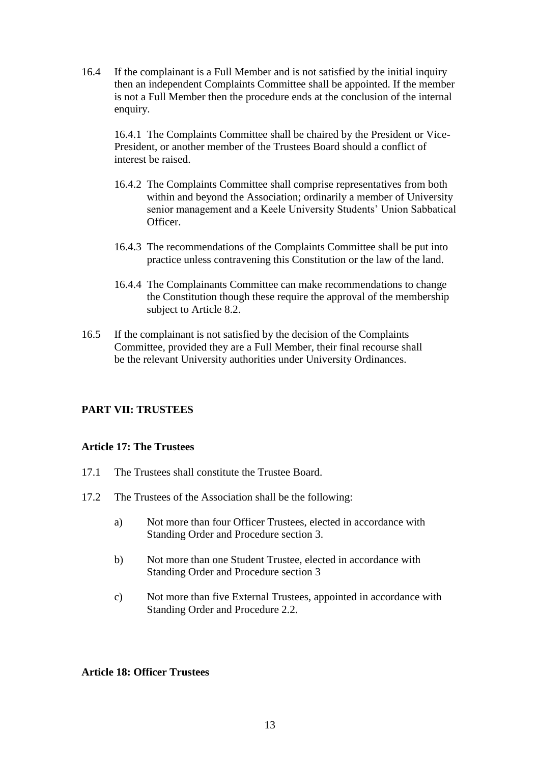16.4 If the complainant is a Full Member and is not satisfied by the initial inquiry then an independent Complaints Committee shall be appointed. If the member is not a Full Member then the procedure ends at the conclusion of the internal enquiry.

> 16.4.1 The Complaints Committee shall be chaired by the President or Vice-President, or another member of the Trustees Board should a conflict of interest be raised.
>
> 16.4.2 The Complaints Committee shall comprise representatives from both within and beyond the Association; ordinarily a member of University senior management and a Keele University Students' Union Sabbatical Officer.
>
> 16.4.3 The recommendations of the Complaints Committee shall be put into practice unless contravening this Constitution or the law of the land.
>
> 16.4.4 The Complainants Committee can make recommendations to change the Constitution though these require the approval of the membership subject to Article 8.2.

16.5 If the complainant is not satisfied by the decision of the Complaints Committee, provided they are a Full Member, their final recourse shall be the relevant University authorities under University Ordinances.

## PART VII: TRUSTEES

### Article 17: The Trustees

17.1 The Trustees shall constitute the Trustee Board.

17.2 The Trustees of the Association shall be the following:

a) Not more than four Officer Trustees, elected in accordance with Standing Order and Procedure section 3.

b) Not more than one Student Trustee, elected in accordance with Standing Order and Procedure section 3

c) Not more than five External Trustees, appointed in accordance with Standing Order and Procedure 2.2.

### Article 18: Officer Trustees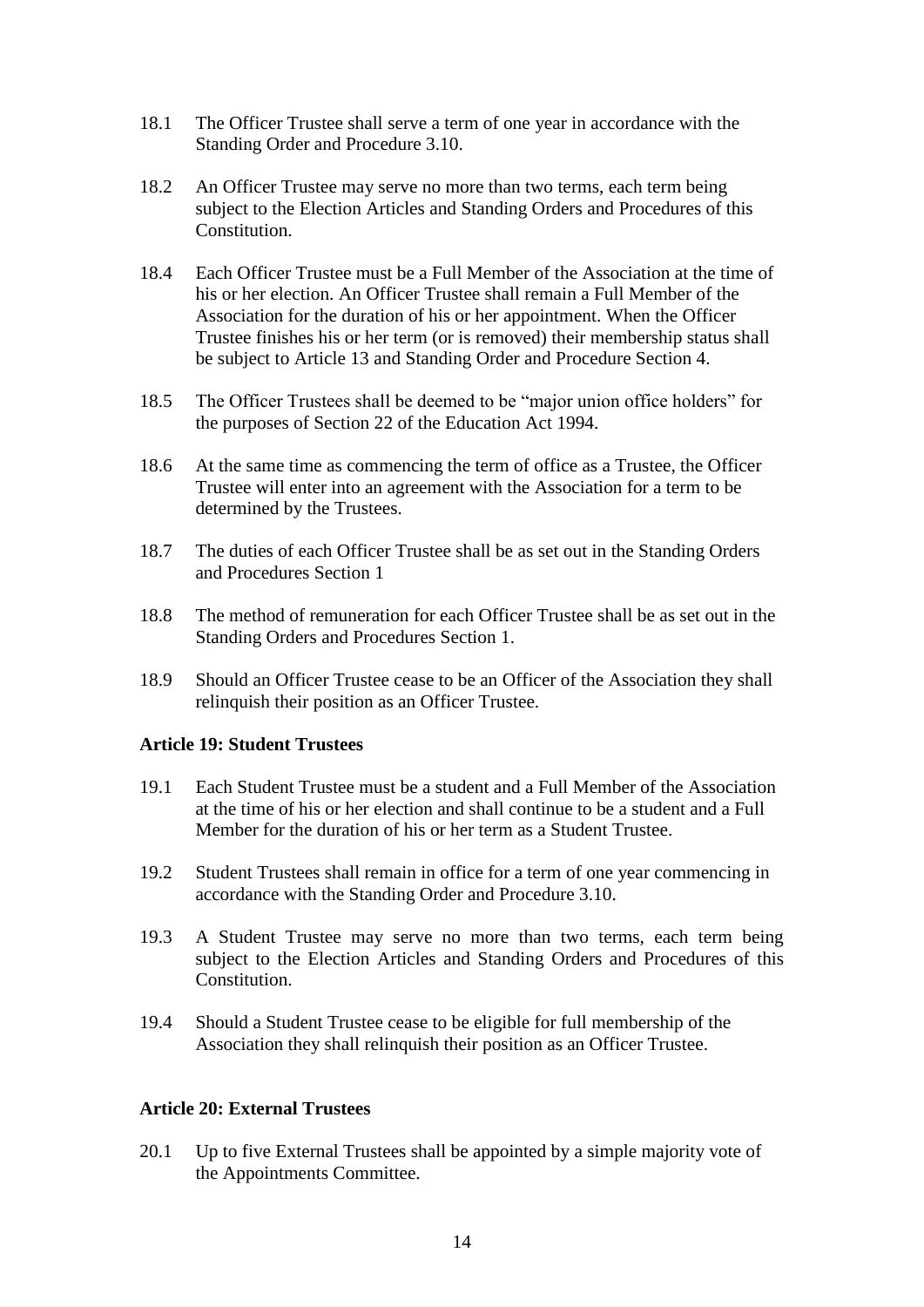18.1 The Officer Trustee shall serve a term of one year in accordance with the Standing Order and Procedure 3.10.

18.2 An Officer Trustee may serve no more than two terms, each term being subject to the Election Articles and Standing Orders and Procedures of this Constitution.

18.4 Each Officer Trustee must be a Full Member of the Association at the time of his or her election. An Officer Trustee shall remain a Full Member of the Association for the duration of his or her appointment. When the Officer Trustee finishes his or her term (or is removed) their membership status shall be subject to Article 13 and Standing Order and Procedure Section 4.

18.5 The Officer Trustees shall be deemed to be "major union office holders" for the purposes of Section 22 of the Education Act 1994.

18.6 At the same time as commencing the term of office as a Trustee, the Officer Trustee will enter into an agreement with the Association for a term to be determined by the Trustees.

18.7 The duties of each Officer Trustee shall be as set out in the Standing Orders and Procedures Section 1

18.8 The method of remuneration for each Officer Trustee shall be as set out in the Standing Orders and Procedures Section 1.

18.9 Should an Officer Trustee cease to be an Officer of the Association they shall relinquish their position as an Officer Trustee.

### Article 19: Student Trustees

19.1 Each Student Trustee must be a student and a Full Member of the Association at the time of his or her election and shall continue to be a student and a Full Member for the duration of his or her term as a Student Trustee.

19.2 Student Trustees shall remain in office for a term of one year commencing in accordance with the Standing Order and Procedure 3.10.

19.3 A Student Trustee may serve no more than two terms, each term being subject to the Election Articles and Standing Orders and Procedures of this Constitution.

19.4 Should a Student Trustee cease to be eligible for full membership of the Association they shall relinquish their position as an Officer Trustee.

### Article 20: External Trustees

20.1 Up to five External Trustees shall be appointed by a simple majority vote of the Appointments Committee.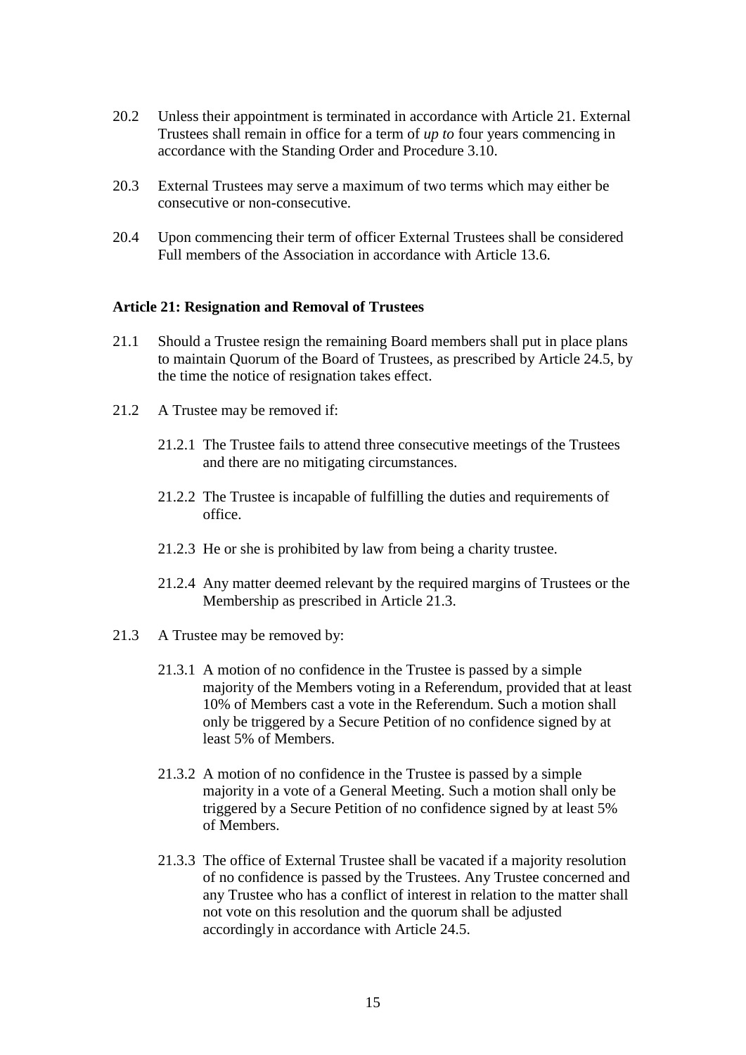20.2 Unless their appointment is terminated in accordance with Article 21. External Trustees shall remain in office for a term of *up to* four years commencing in accordance with the Standing Order and Procedure 3.10.

20.3 External Trustees may serve a maximum of two terms which may either be consecutive or non-consecutive.

20.4 Upon commencing their term of officer External Trustees shall be considered Full members of the Association in accordance with Article 13.6.

**Article 21: Resignation and Removal of Trustees**

21.1 Should a Trustee resign the remaining Board members shall put in place plans to maintain Quorum of the Board of Trustees, as prescribed by Article 24.5, by the time the notice of resignation takes effect.

21.2 A Trustee may be removed if:

- 21.2.1 The Trustee fails to attend three consecutive meetings of the Trustees and there are no mitigating circumstances.
- 21.2.2 The Trustee is incapable of fulfilling the duties and requirements of office.
- 21.2.3 He or she is prohibited by law from being a charity trustee.
- 21.2.4 Any matter deemed relevant by the required margins of Trustees or the Membership as prescribed in Article 21.3.

21.3 A Trustee may be removed by:

- 21.3.1 A motion of no confidence in the Trustee is passed by a simple majority of the Members voting in a Referendum, provided that at least 10% of Members cast a vote in the Referendum. Such a motion shall only be triggered by a Secure Petition of no confidence signed by at least 5% of Members.
- 21.3.2 A motion of no confidence in the Trustee is passed by a simple majority in a vote of a General Meeting. Such a motion shall only be triggered by a Secure Petition of no confidence signed by at least 5% of Members.
- 21.3.3 The office of External Trustee shall be vacated if a majority resolution of no confidence is passed by the Trustees. Any Trustee concerned and any Trustee who has a conflict of interest in relation to the matter shall not vote on this resolution and the quorum shall be adjusted accordingly in accordance with Article 24.5.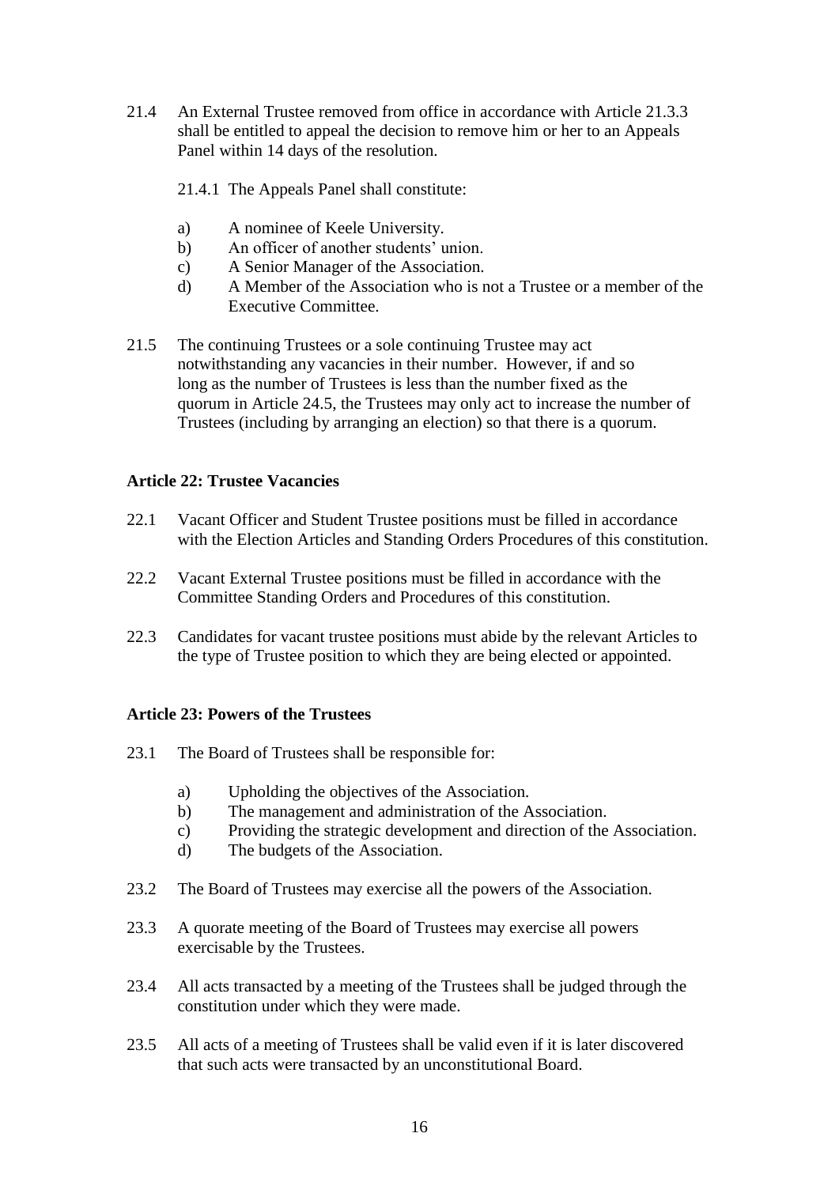21.4 An External Trustee removed from office in accordance with Article 21.3.3 shall be entitled to appeal the decision to remove him or her to an Appeals Panel within 14 days of the resolution.

21.4.1 The Appeals Panel shall constitute:

a) A nominee of Keele University.
b) An officer of another students' union.
c) A Senior Manager of the Association.
d) A Member of the Association who is not a Trustee or a member of the Executive Committee.

21.5 The continuing Trustees or a sole continuing Trustee may act notwithstanding any vacancies in their number. However, if and so long as the number of Trustees is less than the number fixed as the quorum in Article 24.5, the Trustees may only act to increase the number of Trustees (including by arranging an election) so that there is a quorum.

**Article 22: Trustee Vacancies**

22.1 Vacant Officer and Student Trustee positions must be filled in accordance with the Election Articles and Standing Orders Procedures of this constitution.

22.2 Vacant External Trustee positions must be filled in accordance with the Committee Standing Orders and Procedures of this constitution.

22.3 Candidates for vacant trustee positions must abide by the relevant Articles to the type of Trustee position to which they are being elected or appointed.

**Article 23: Powers of the Trustees**

23.1 The Board of Trustees shall be responsible for:

a) Upholding the objectives of the Association.
b) The management and administration of the Association.
c) Providing the strategic development and direction of the Association.
d) The budgets of the Association.

23.2 The Board of Trustees may exercise all the powers of the Association.

23.3 A quorate meeting of the Board of Trustees may exercise all powers exercisable by the Trustees.

23.4 All acts transacted by a meeting of the Trustees shall be judged through the constitution under which they were made.

23.5 All acts of a meeting of Trustees shall be valid even if it is later discovered that such acts were transacted by an unconstitutional Board.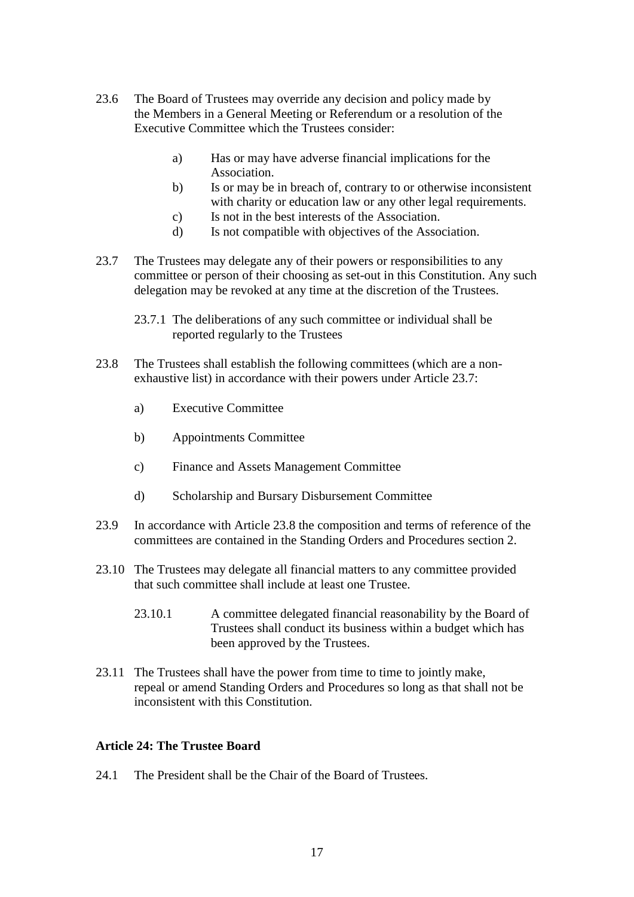23.6 The Board of Trustees may override any decision and policy made by the Members in a General Meeting or Referendum or a resolution of the Executive Committee which the Trustees consider:

- a) Has or may have adverse financial implications for the Association.
- b) Is or may be in breach of, contrary to or otherwise inconsistent with charity or education law or any other legal requirements.
- c) Is not in the best interests of the Association.
- d) Is not compatible with objectives of the Association.

23.7 The Trustees may delegate any of their powers or responsibilities to any committee or person of their choosing as set-out in this Constitution. Any such delegation may be revoked at any time at the discretion of the Trustees.

23.7.1 The deliberations of any such committee or individual shall be reported regularly to the Trustees

23.8 The Trustees shall establish the following committees (which are a non-exhaustive list) in accordance with their powers under Article 23.7:

- a) Executive Committee
- b) Appointments Committee
- c) Finance and Assets Management Committee
- d) Scholarship and Bursary Disbursement Committee

23.9 In accordance with Article 23.8 the composition and terms of reference of the committees are contained in the Standing Orders and Procedures section 2.

23.10 The Trustees may delegate all financial matters to any committee provided that such committee shall include at least one Trustee.

23.10.1 A committee delegated financial reasonability by the Board of Trustees shall conduct its business within a budget which has been approved by the Trustees.

23.11 The Trustees shall have the power from time to time to jointly make, repeal or amend Standing Orders and Procedures so long as that shall not be inconsistent with this Constitution.

**Article 24: The Trustee Board**

24.1 The President shall be the Chair of the Board of Trustees.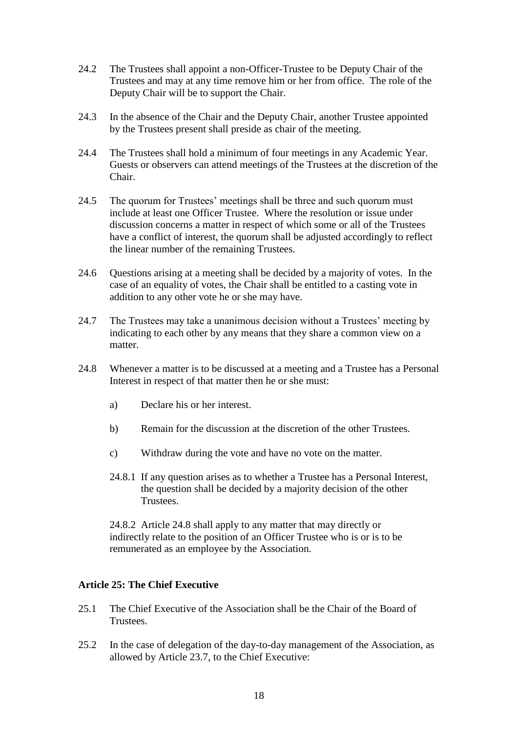24.2 The Trustees shall appoint a non-Officer-Trustee to be Deputy Chair of the Trustees and may at any time remove him or her from office. The role of the Deputy Chair will be to support the Chair.

24.3 In the absence of the Chair and the Deputy Chair, another Trustee appointed by the Trustees present shall preside as chair of the meeting.

24.4 The Trustees shall hold a minimum of four meetings in any Academic Year. Guests or observers can attend meetings of the Trustees at the discretion of the Chair.

24.5 The quorum for Trustees' meetings shall be three and such quorum must include at least one Officer Trustee. Where the resolution or issue under discussion concerns a matter in respect of which some or all of the Trustees have a conflict of interest, the quorum shall be adjusted accordingly to reflect the linear number of the remaining Trustees.

24.6 Questions arising at a meeting shall be decided by a majority of votes. In the case of an equality of votes, the Chair shall be entitled to a casting vote in addition to any other vote he or she may have.

24.7 The Trustees may take a unanimous decision without a Trustees' meeting by indicating to each other by any means that they share a common view on a matter.

24.8 Whenever a matter is to be discussed at a meeting and a Trustee has a Personal Interest in respect of that matter then he or she must:

a) Declare his or her interest.

b) Remain for the discussion at the discretion of the other Trustees.

c) Withdraw during the vote and have no vote on the matter.

24.8.1 If any question arises as to whether a Trustee has a Personal Interest, the question shall be decided by a majority decision of the other Trustees.

24.8.2 Article 24.8 shall apply to any matter that may directly or indirectly relate to the position of an Officer Trustee who is or is to be remunerated as an employee by the Association.

**Article 25: The Chief Executive**

25.1 The Chief Executive of the Association shall be the Chair of the Board of Trustees.

25.2 In the case of delegation of the day-to-day management of the Association, as allowed by Article 23.7, to the Chief Executive: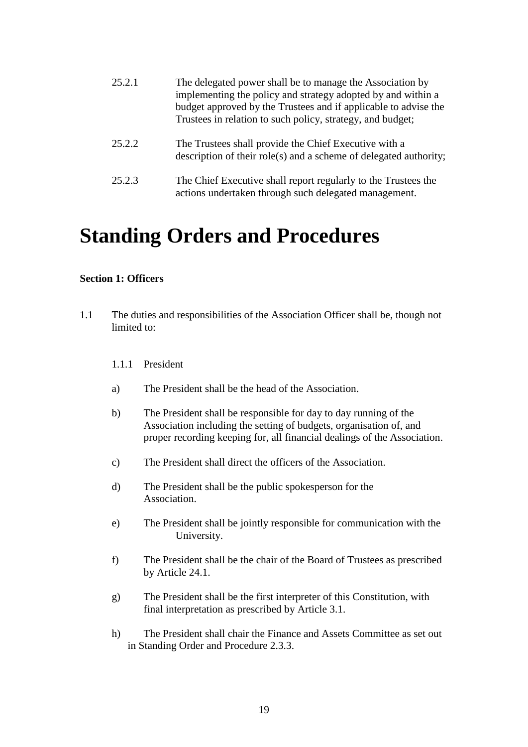25.2.1 The delegated power shall be to manage the Association by implementing the policy and strategy adopted by and within a budget approved by the Trustees and if applicable to advise the Trustees in relation to such policy, strategy, and budget;

25.2.2 The Trustees shall provide the Chief Executive with a description of their role(s) and a scheme of delegated authority;

25.2.3 The Chief Executive shall report regularly to the Trustees the actions undertaken through such delegated management.

# Standing Orders and Procedures

**Section 1: Officers**

1.1 The duties and responsibilities of the Association Officer shall be, though not limited to:

1.1.1 President

a) The President shall be the head of the Association.

b) The President shall be responsible for day to day running of the Association including the setting of budgets, organisation of, and proper recording keeping for, all financial dealings of the Association.

c) The President shall direct the officers of the Association.

d) The President shall be the public spokesperson for the Association.

e) The President shall be jointly responsible for communication with the University.

f) The President shall be the chair of the Board of Trustees as prescribed by Article 24.1.

g) The President shall be the first interpreter of this Constitution, with final interpretation as prescribed by Article 3.1.

h) The President shall chair the Finance and Assets Committee as set out in Standing Order and Procedure 2.3.3.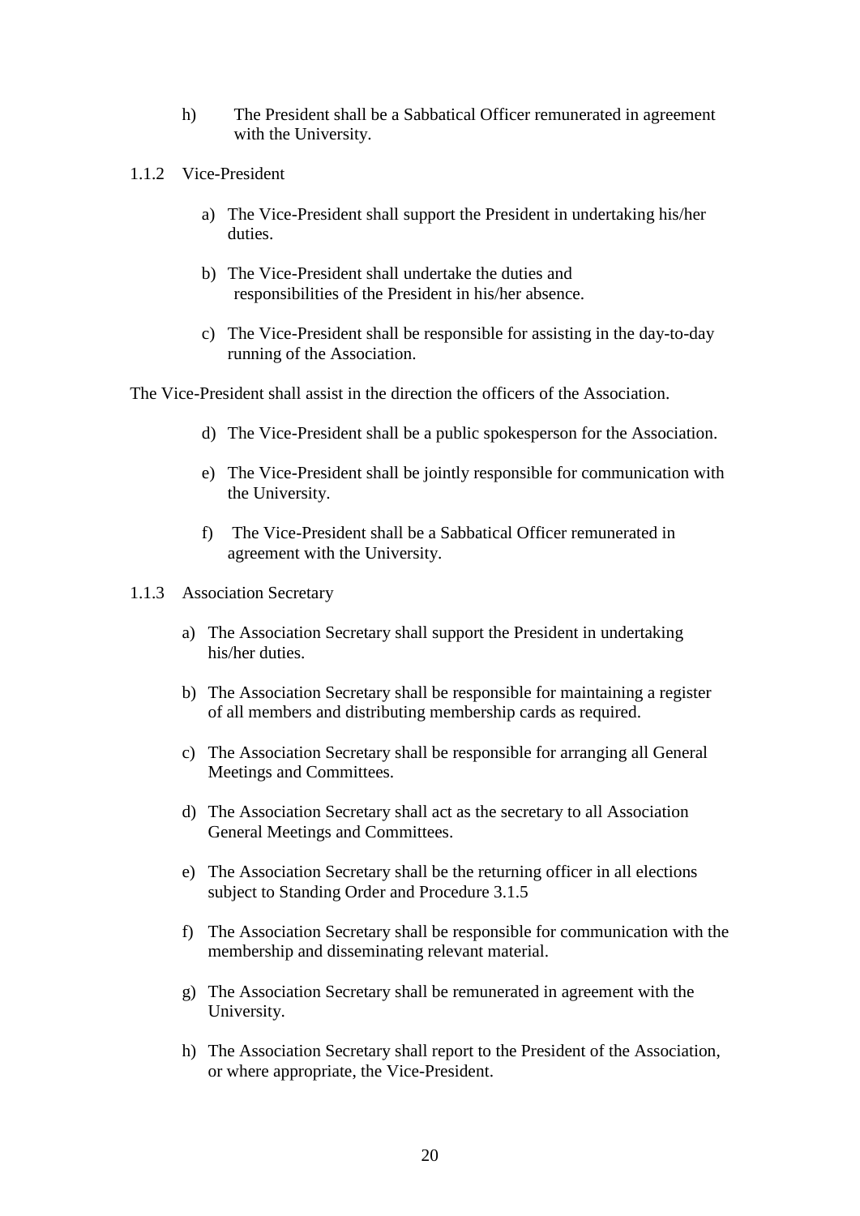h) The President shall be a Sabbatical Officer remunerated in agreement with the University.

1.1.2 Vice-President

a) The Vice-President shall support the President in undertaking his/her duties.

b) The Vice-President shall undertake the duties and responsibilities of the President in his/her absence.

c) The Vice-President shall be responsible for assisting in the day-to-day running of the Association.

The Vice-President shall assist in the direction the officers of the Association.

d) The Vice-President shall be a public spokesperson for the Association.

e) The Vice-President shall be jointly responsible for communication with the University.

f) The Vice-President shall be a Sabbatical Officer remunerated in agreement with the University.

1.1.3 Association Secretary

a) The Association Secretary shall support the President in undertaking his/her duties.

b) The Association Secretary shall be responsible for maintaining a register of all members and distributing membership cards as required.

c) The Association Secretary shall be responsible for arranging all General Meetings and Committees.

d) The Association Secretary shall act as the secretary to all Association General Meetings and Committees.

e) The Association Secretary shall be the returning officer in all elections subject to Standing Order and Procedure 3.1.5

f) The Association Secretary shall be responsible for communication with the membership and disseminating relevant material.

g) The Association Secretary shall be remunerated in agreement with the University.

h) The Association Secretary shall report to the President of the Association, or where appropriate, the Vice-President.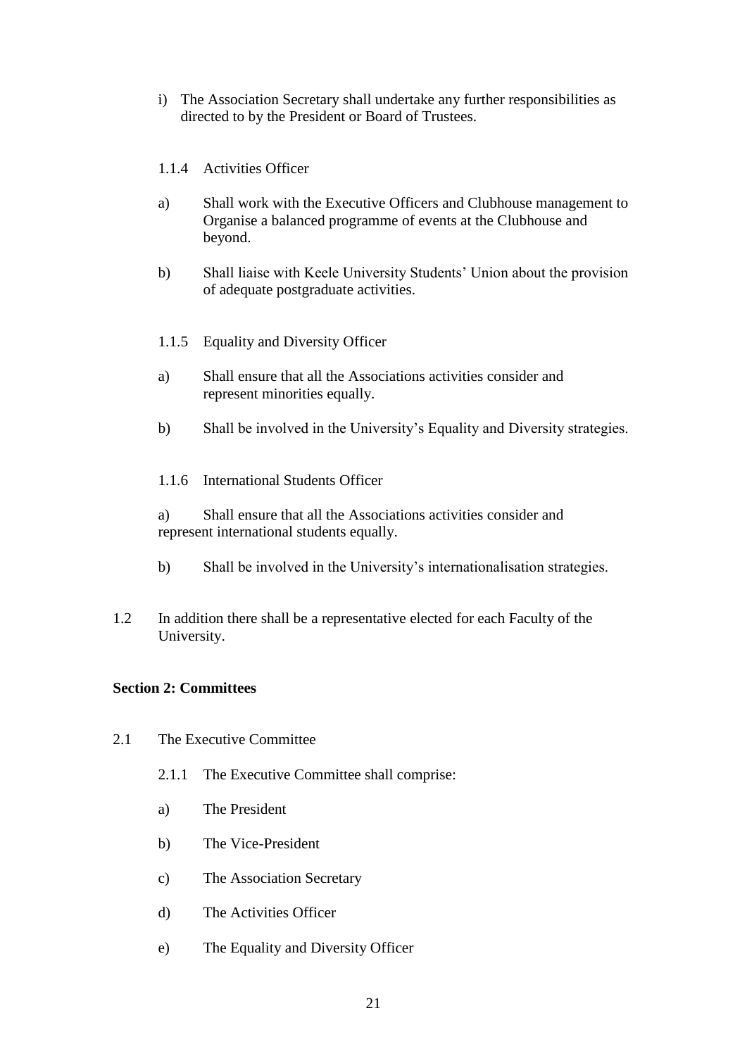i) The Association Secretary shall undertake any further responsibilities as directed to by the President or Board of Trustees.

1.1.4 Activities Officer

a) Shall work with the Executive Officers and Clubhouse management to Organise a balanced programme of events at the Clubhouse and beyond.

b) Shall liaise with Keele University Students' Union about the provision of adequate postgraduate activities.

1.1.5 Equality and Diversity Officer

a) Shall ensure that all the Associations activities consider and represent minorities equally.

b) Shall be involved in the University's Equality and Diversity strategies.

1.1.6 International Students Officer

a) Shall ensure that all the Associations activities consider and represent international students equally.

b) Shall be involved in the University's internationalisation strategies.

1.2 In addition there shall be a representative elected for each Faculty of the University.

**Section 2: Committees**

2.1 The Executive Committee

2.1.1 The Executive Committee shall comprise:

a) The President

b) The Vice-President

c) The Association Secretary

d) The Activities Officer

e) The Equality and Diversity Officer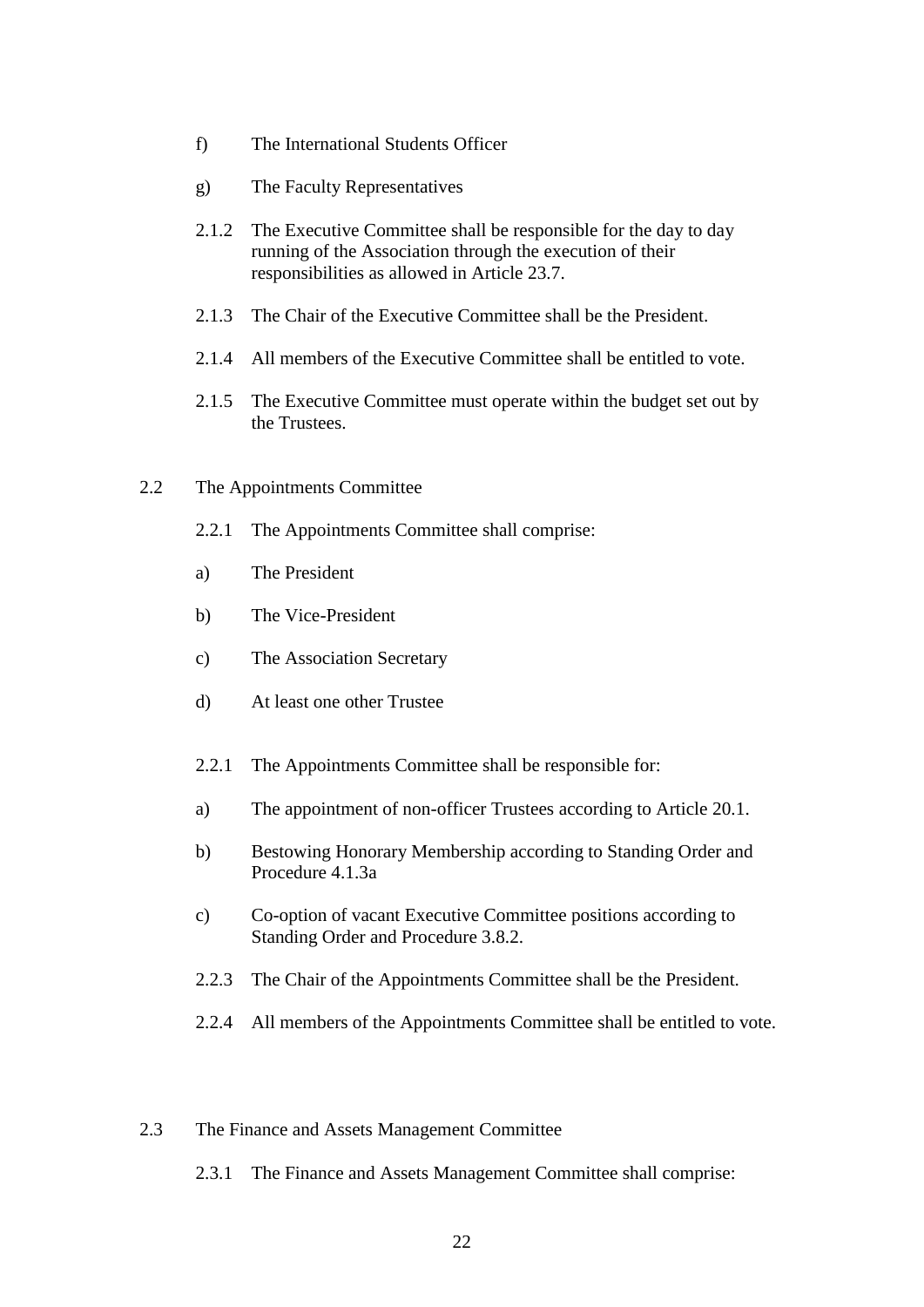f) The International Students Officer

g) The Faculty Representatives

2.1.2 The Executive Committee shall be responsible for the day to day running of the Association through the execution of their responsibilities as allowed in Article 23.7.

2.1.3 The Chair of the Executive Committee shall be the President.

2.1.4 All members of the Executive Committee shall be entitled to vote.

2.1.5 The Executive Committee must operate within the budget set out by the Trustees.

2.2 The Appointments Committee

2.2.1 The Appointments Committee shall comprise:

a) The President

b) The Vice-President

c) The Association Secretary

d) At least one other Trustee

2.2.1 The Appointments Committee shall be responsible for:

a) The appointment of non-officer Trustees according to Article 20.1.

b) Bestowing Honorary Membership according to Standing Order and Procedure 4.1.3a

c) Co-option of vacant Executive Committee positions according to Standing Order and Procedure 3.8.2.

2.2.3 The Chair of the Appointments Committee shall be the President.

2.2.4 All members of the Appointments Committee shall be entitled to vote.

2.3 The Finance and Assets Management Committee

2.3.1 The Finance and Assets Management Committee shall comprise: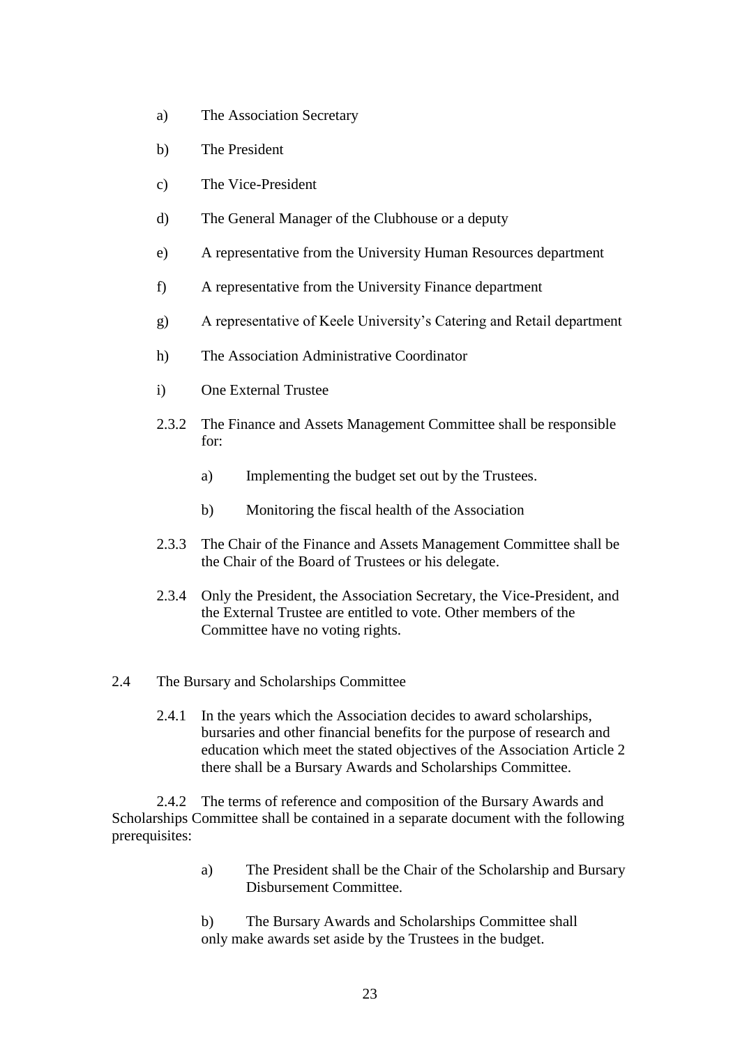a) The Association Secretary

b) The President

c) The Vice-President

d) The General Manager of the Clubhouse or a deputy

e) A representative from the University Human Resources department

f) A representative from the University Finance department

g) A representative of Keele University's Catering and Retail department

h) The Association Administrative Coordinator

i) One External Trustee

2.3.2 The Finance and Assets Management Committee shall be responsible for:

a) Implementing the budget set out by the Trustees.

b) Monitoring the fiscal health of the Association

2.3.3 The Chair of the Finance and Assets Management Committee shall be the Chair of the Board of Trustees or his delegate.

2.3.4 Only the President, the Association Secretary, the Vice-President, and the External Trustee are entitled to vote. Other members of the Committee have no voting rights.

2.4 The Bursary and Scholarships Committee

2.4.1 In the years which the Association decides to award scholarships, bursaries and other financial benefits for the purpose of research and education which meet the stated objectives of the Association Article 2 there shall be a Bursary Awards and Scholarships Committee.

2.4.2 The terms of reference and composition of the Bursary Awards and Scholarships Committee shall be contained in a separate document with the following prerequisites:

a) The President shall be the Chair of the Scholarship and Bursary Disbursement Committee.

b) The Bursary Awards and Scholarships Committee shall only make awards set aside by the Trustees in the budget.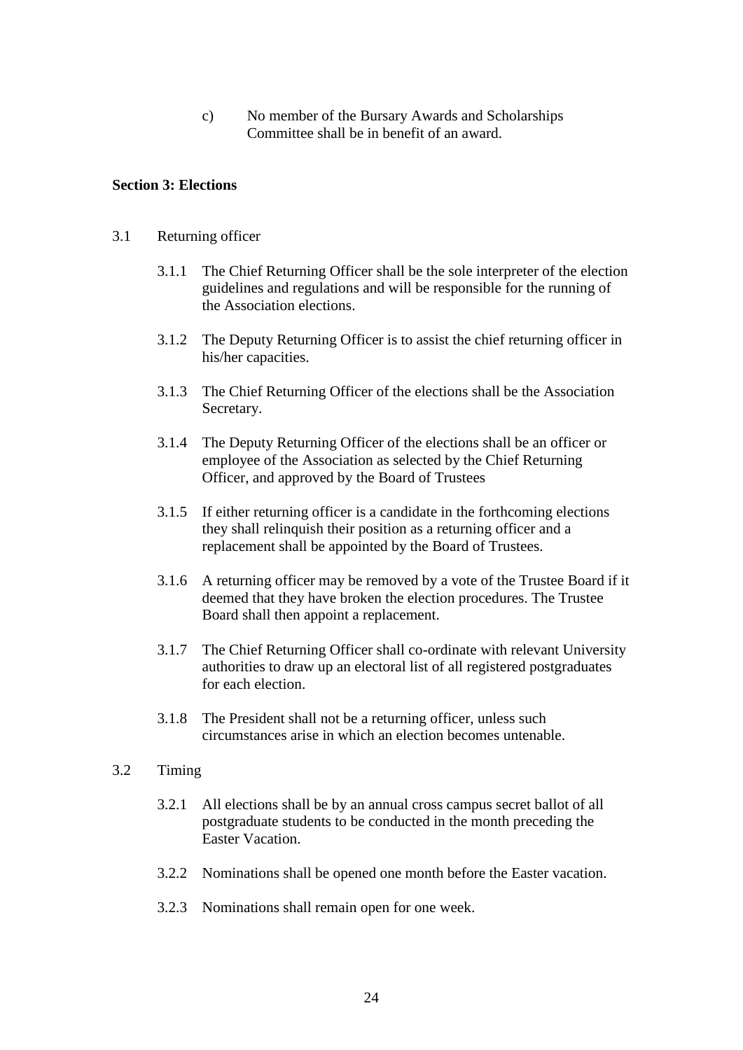c) No member of the Bursary Awards and Scholarships Committee shall be in benefit of an award.

**Section 3: Elections**

3.1 Returning officer

3.1.1 The Chief Returning Officer shall be the sole interpreter of the election guidelines and regulations and will be responsible for the running of the Association elections.

3.1.2 The Deputy Returning Officer is to assist the chief returning officer in his/her capacities.

3.1.3 The Chief Returning Officer of the elections shall be the Association Secretary.

3.1.4 The Deputy Returning Officer of the elections shall be an officer or employee of the Association as selected by the Chief Returning Officer, and approved by the Board of Trustees

3.1.5 If either returning officer is a candidate in the forthcoming elections they shall relinquish their position as a returning officer and a replacement shall be appointed by the Board of Trustees.

3.1.6 A returning officer may be removed by a vote of the Trustee Board if it deemed that they have broken the election procedures. The Trustee Board shall then appoint a replacement.

3.1.7 The Chief Returning Officer shall co-ordinate with relevant University authorities to draw up an electoral list of all registered postgraduates for each election.

3.1.8 The President shall not be a returning officer, unless such circumstances arise in which an election becomes untenable.

3.2 Timing

3.2.1 All elections shall be by an annual cross campus secret ballot of all postgraduate students to be conducted in the month preceding the Easter Vacation.

3.2.2 Nominations shall be opened one month before the Easter vacation.

3.2.3 Nominations shall remain open for one week.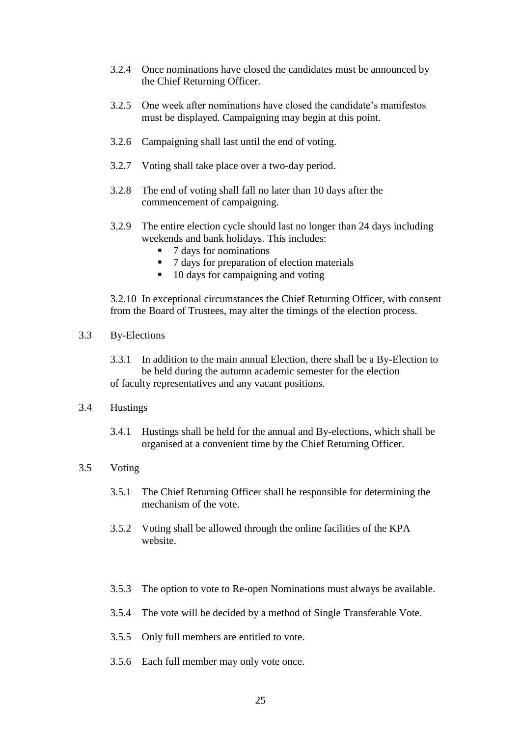3.2.4 Once nominations have closed the candidates must be announced by the Chief Returning Officer.

3.2.5 One week after nominations have closed the candidate's manifestos must be displayed. Campaigning may begin at this point.

3.2.6 Campaigning shall last until the end of voting.

3.2.7 Voting shall take place over a two-day period.

3.2.8 The end of voting shall fall no later than 10 days after the commencement of campaigning.

3.2.9 The entire election cycle should last no longer than 24 days including weekends and bank holidays. This includes:

- 7 days for nominations
- 7 days for preparation of election materials
- 10 days for campaigning and voting

3.2.10 In exceptional circumstances the Chief Returning Officer, with consent from the Board of Trustees, may alter the timings of the election process.

3.3 By-Elections

3.3.1 In addition to the main annual Election, there shall be a By-Election to be held during the autumn academic semester for the election of faculty representatives and any vacant positions.

3.4 Hustings

3.4.1 Hustings shall be held for the annual and By-elections, which shall be organised at a convenient time by the Chief Returning Officer.

3.5 Voting

3.5.1 The Chief Returning Officer shall be responsible for determining the mechanism of the vote.

3.5.2 Voting shall be allowed through the online facilities of the KPA website.

3.5.3 The option to vote to Re-open Nominations must always be available.

3.5.4 The vote will be decided by a method of Single Transferable Vote.

3.5.5 Only full members are entitled to vote.

3.5.6 Each full member may only vote once.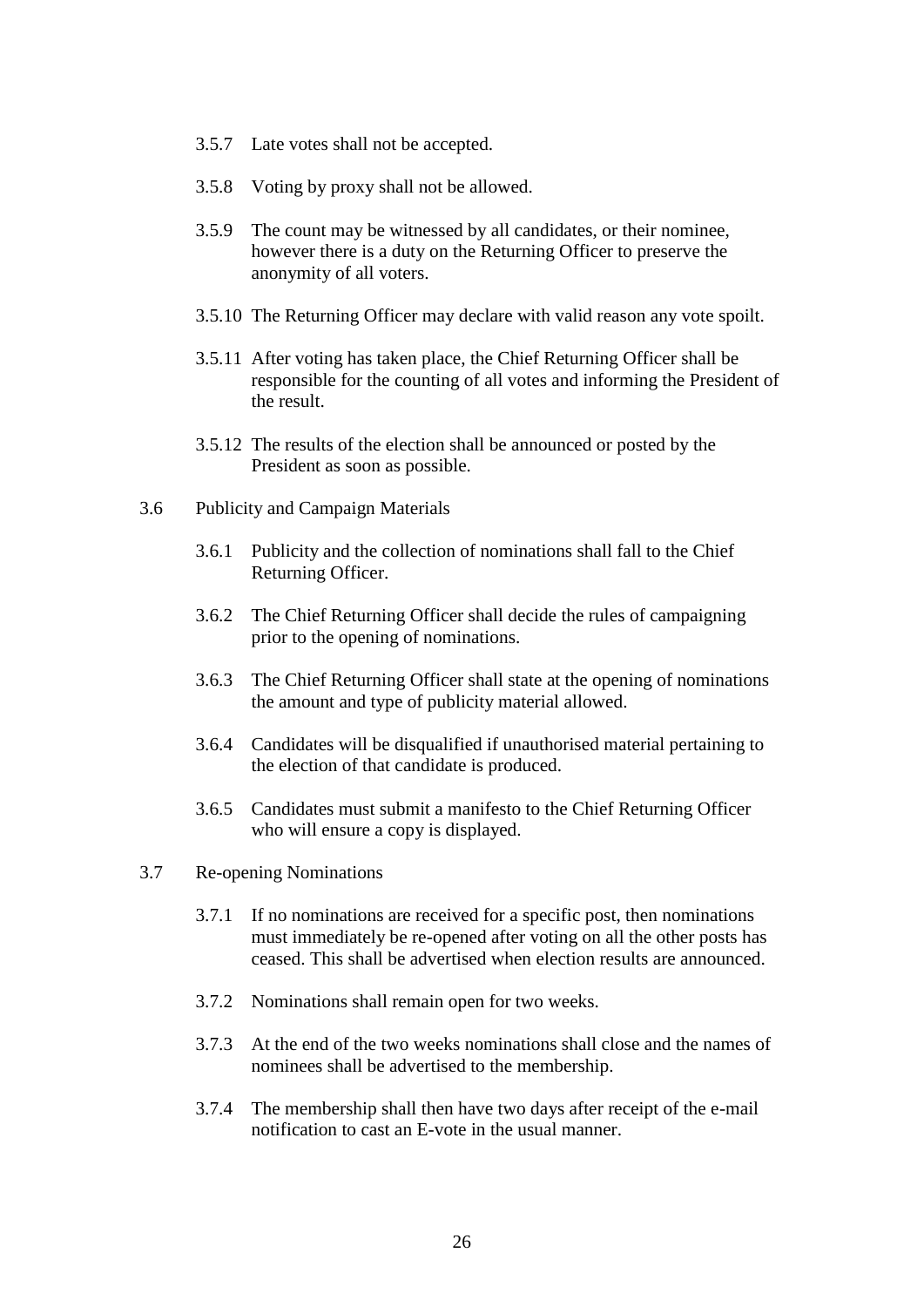3.5.7 Late votes shall not be accepted.

3.5.8 Voting by proxy shall not be allowed.

3.5.9 The count may be witnessed by all candidates, or their nominee, however there is a duty on the Returning Officer to preserve the anonymity of all voters.

3.5.10 The Returning Officer may declare with valid reason any vote spoilt.

3.5.11 After voting has taken place, the Chief Returning Officer shall be responsible for the counting of all votes and informing the President of the result.

3.5.12 The results of the election shall be announced or posted by the President as soon as possible.

3.6 Publicity and Campaign Materials

3.6.1 Publicity and the collection of nominations shall fall to the Chief Returning Officer.

3.6.2 The Chief Returning Officer shall decide the rules of campaigning prior to the opening of nominations.

3.6.3 The Chief Returning Officer shall state at the opening of nominations the amount and type of publicity material allowed.

3.6.4 Candidates will be disqualified if unauthorised material pertaining to the election of that candidate is produced.

3.6.5 Candidates must submit a manifesto to the Chief Returning Officer who will ensure a copy is displayed.

3.7 Re-opening Nominations

3.7.1 If no nominations are received for a specific post, then nominations must immediately be re-opened after voting on all the other posts has ceased. This shall be advertised when election results are announced.

3.7.2 Nominations shall remain open for two weeks.

3.7.3 At the end of the two weeks nominations shall close and the names of nominees shall be advertised to the membership.

3.7.4 The membership shall then have two days after receipt of the e-mail notification to cast an E-vote in the usual manner.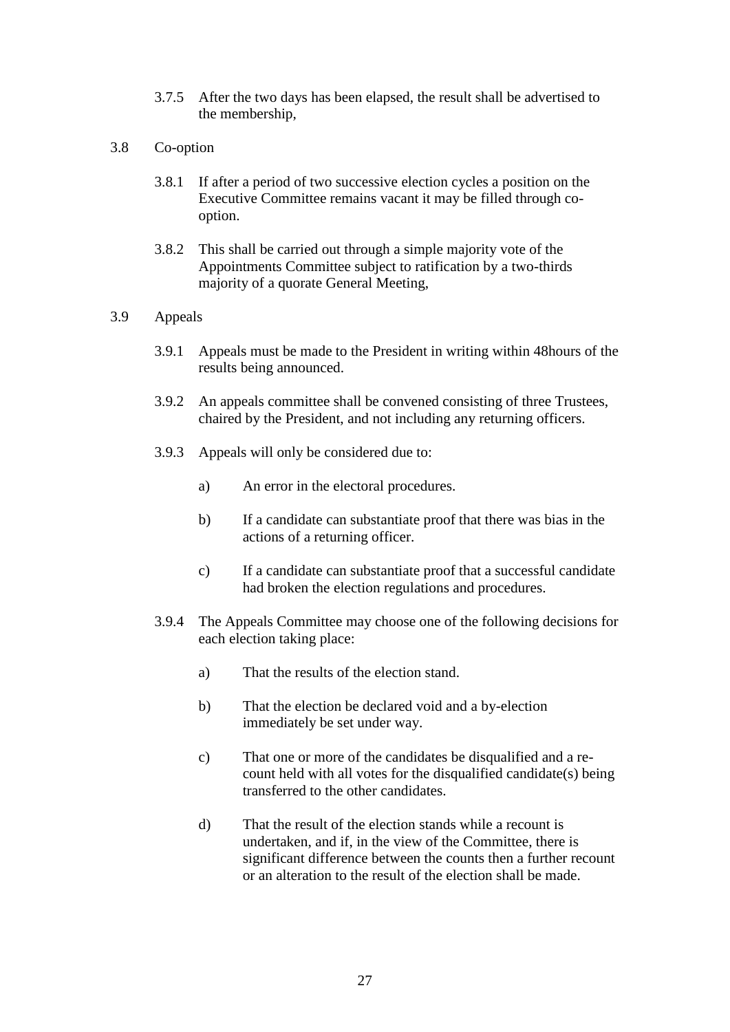3.7.5 After the two days has been elapsed, the result shall be advertised to the membership,

3.8 Co-option

3.8.1 If after a period of two successive election cycles a position on the Executive Committee remains vacant it may be filled through co-option.

3.8.2 This shall be carried out through a simple majority vote of the Appointments Committee subject to ratification by a two-thirds majority of a quorate General Meeting,

3.9 Appeals

3.9.1 Appeals must be made to the President in writing within 48hours of the results being announced.

3.9.2 An appeals committee shall be convened consisting of three Trustees, chaired by the President, and not including any returning officers.

3.9.3 Appeals will only be considered due to:

a) An error in the electoral procedures.

b) If a candidate can substantiate proof that there was bias in the actions of a returning officer.

c) If a candidate can substantiate proof that a successful candidate had broken the election regulations and procedures.

3.9.4 The Appeals Committee may choose one of the following decisions for each election taking place:

a) That the results of the election stand.

b) That the election be declared void and a by-election immediately be set under way.

c) That one or more of the candidates be disqualified and a re-count held with all votes for the disqualified candidate(s) being transferred to the other candidates.

d) That the result of the election stands while a recount is undertaken, and if, in the view of the Committee, there is significant difference between the counts then a further recount or an alteration to the result of the election shall be made.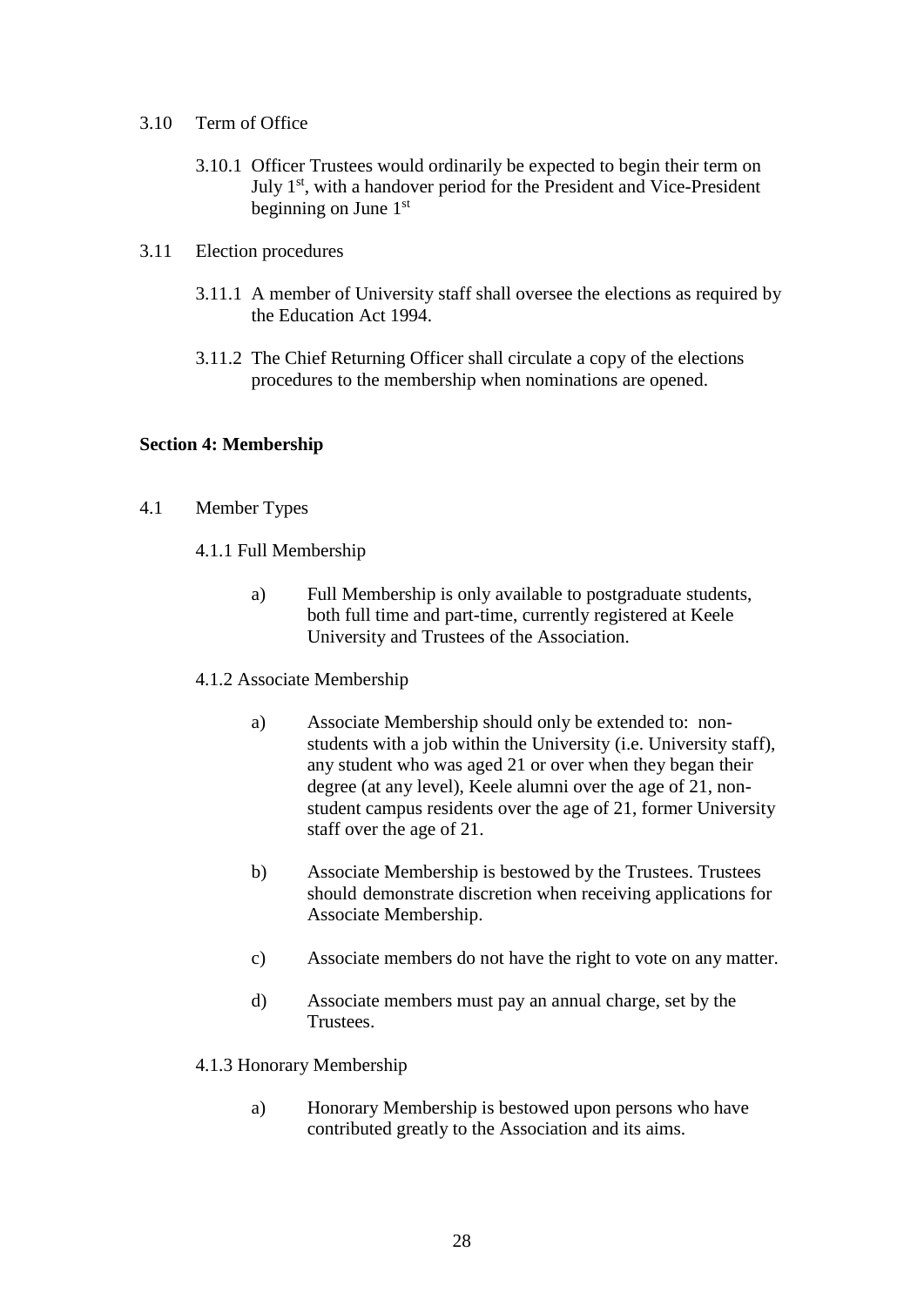3.10 Term of Office

3.10.1 Officer Trustees would ordinarily be expected to begin their term on July 1st, with a handover period for the President and Vice-President beginning on June 1st

3.11 Election procedures

3.11.1 A member of University staff shall oversee the elections as required by the Education Act 1994.

3.11.2 The Chief Returning Officer shall circulate a copy of the elections procedures to the membership when nominations are opened.

**Section 4: Membership**

4.1 Member Types

4.1.1 Full Membership

a) Full Membership is only available to postgraduate students, both full time and part-time, currently registered at Keele University and Trustees of the Association.

4.1.2 Associate Membership

a) Associate Membership should only be extended to: non-students with a job within the University (i.e. University staff), any student who was aged 21 or over when they began their degree (at any level), Keele alumni over the age of 21, non-student campus residents over the age of 21, former University staff over the age of 21.

b) Associate Membership is bestowed by the Trustees. Trustees should demonstrate discretion when receiving applications for Associate Membership.

c) Associate members do not have the right to vote on any matter.

d) Associate members must pay an annual charge, set by the Trustees.

4.1.3 Honorary Membership

a) Honorary Membership is bestowed upon persons who have contributed greatly to the Association and its aims.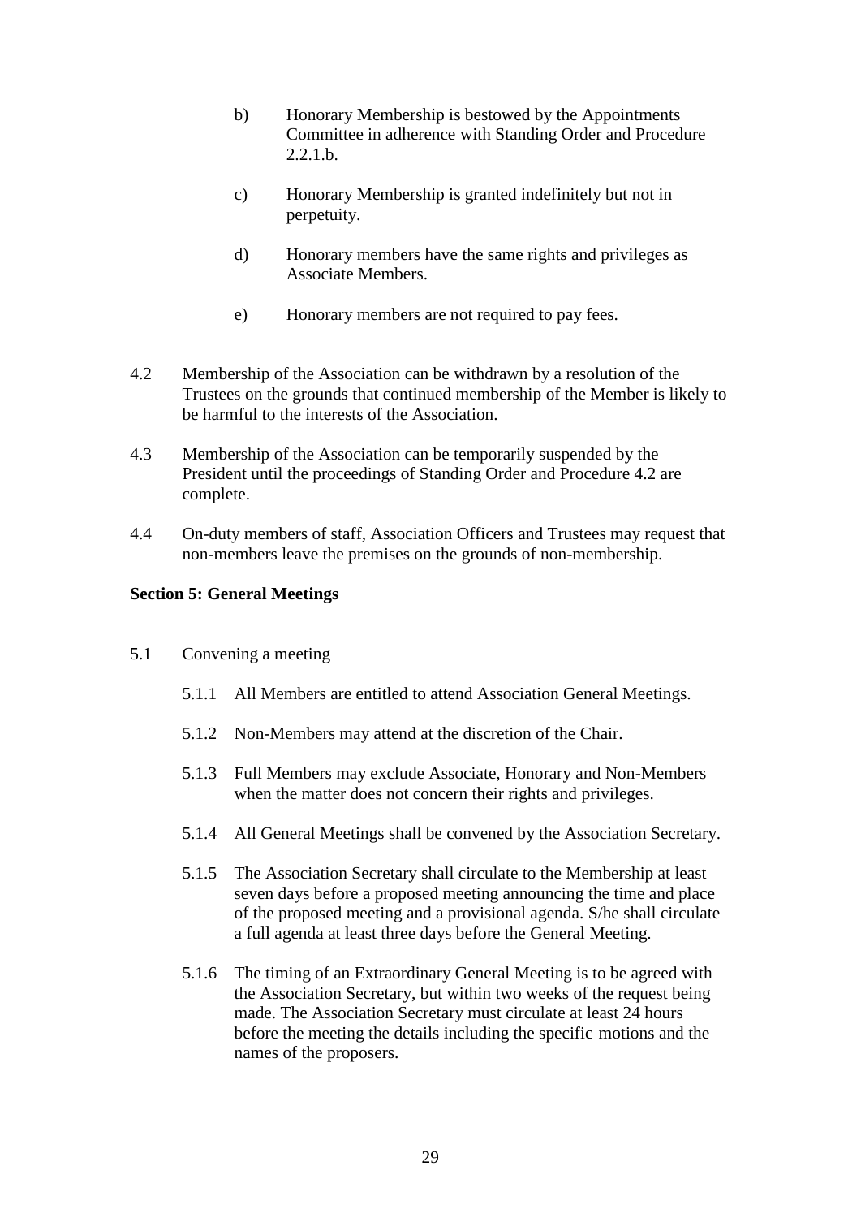b) Honorary Membership is bestowed by the Appointments Committee in adherence with Standing Order and Procedure 2.2.1.b.

c) Honorary Membership is granted indefinitely but not in perpetuity.

d) Honorary members have the same rights and privileges as Associate Members.

e) Honorary members are not required to pay fees.

4.2 Membership of the Association can be withdrawn by a resolution of the Trustees on the grounds that continued membership of the Member is likely to be harmful to the interests of the Association.

4.3 Membership of the Association can be temporarily suspended by the President until the proceedings of Standing Order and Procedure 4.2 are complete.

4.4 On-duty members of staff, Association Officers and Trustees may request that non-members leave the premises on the grounds of non-membership.

**Section 5: General Meetings**

5.1 Convening a meeting

5.1.1 All Members are entitled to attend Association General Meetings.

5.1.2 Non-Members may attend at the discretion of the Chair.

5.1.3 Full Members may exclude Associate, Honorary and Non-Members when the matter does not concern their rights and privileges.

5.1.4 All General Meetings shall be convened by the Association Secretary.

5.1.5 The Association Secretary shall circulate to the Membership at least seven days before a proposed meeting announcing the time and place of the proposed meeting and a provisional agenda. S/he shall circulate a full agenda at least three days before the General Meeting.

5.1.6 The timing of an Extraordinary General Meeting is to be agreed with the Association Secretary, but within two weeks of the request being made. The Association Secretary must circulate at least 24 hours before the meeting the details including the specific motions and the names of the proposers.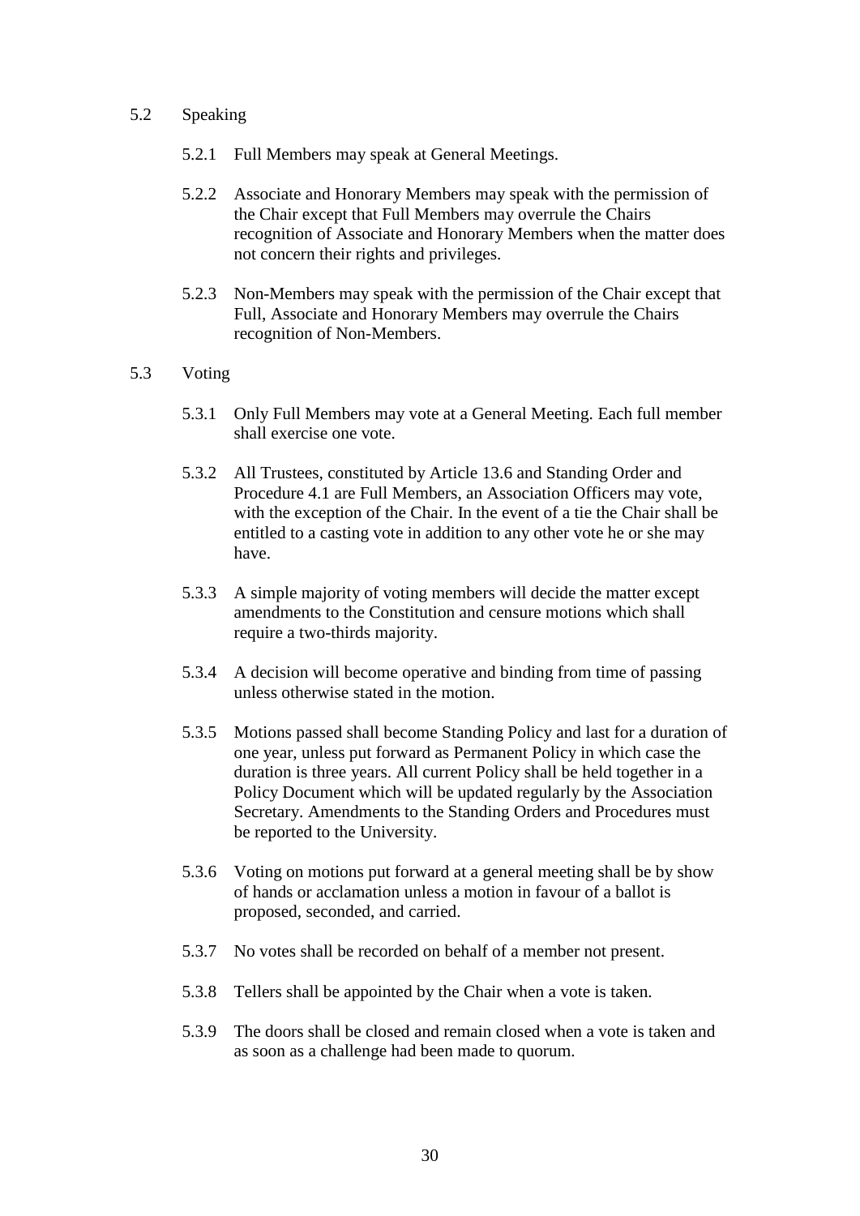## 5.2 Speaking

5.2.1 Full Members may speak at General Meetings.

5.2.2 Associate and Honorary Members may speak with the permission of the Chair except that Full Members may overrule the Chairs recognition of Associate and Honorary Members when the matter does not concern their rights and privileges.

5.2.3 Non-Members may speak with the permission of the Chair except that Full, Associate and Honorary Members may overrule the Chairs recognition of Non-Members.

## 5.3 Voting

5.3.1 Only Full Members may vote at a General Meeting. Each full member shall exercise one vote.

5.3.2 All Trustees, constituted by Article 13.6 and Standing Order and Procedure 4.1 are Full Members, an Association Officers may vote, with the exception of the Chair. In the event of a tie the Chair shall be entitled to a casting vote in addition to any other vote he or she may have.

5.3.3 A simple majority of voting members will decide the matter except amendments to the Constitution and censure motions which shall require a two-thirds majority.

5.3.4 A decision will become operative and binding from time of passing unless otherwise stated in the motion.

5.3.5 Motions passed shall become Standing Policy and last for a duration of one year, unless put forward as Permanent Policy in which case the duration is three years. All current Policy shall be held together in a Policy Document which will be updated regularly by the Association Secretary. Amendments to the Standing Orders and Procedures must be reported to the University.

5.3.6 Voting on motions put forward at a general meeting shall be by show of hands or acclamation unless a motion in favour of a ballot is proposed, seconded, and carried.

5.3.7 No votes shall be recorded on behalf of a member not present.

5.3.8 Tellers shall be appointed by the Chair when a vote is taken.

5.3.9 The doors shall be closed and remain closed when a vote is taken and as soon as a challenge had been made to quorum.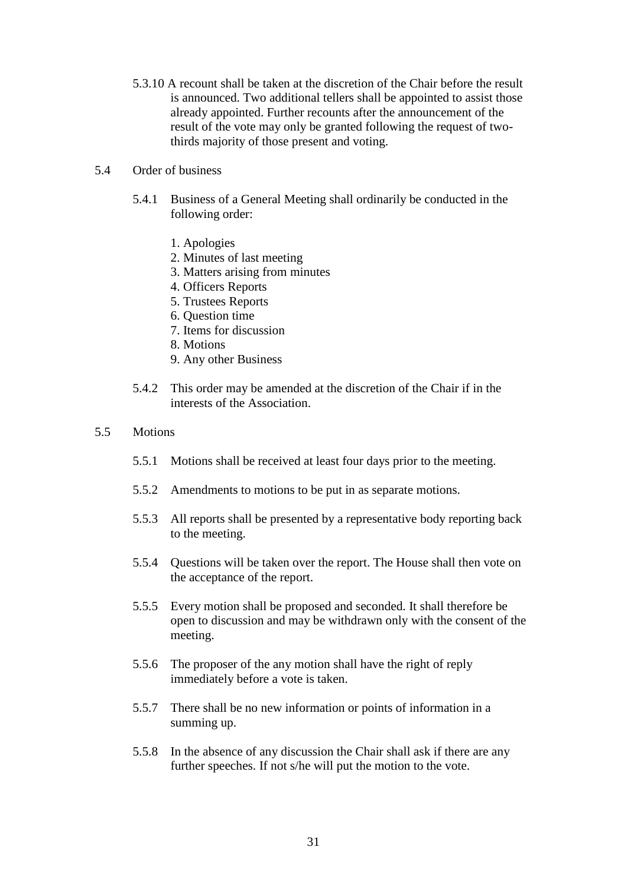5.3.10 A recount shall be taken at the discretion of the Chair before the result is announced. Two additional tellers shall be appointed to assist those already appointed. Further recounts after the announcement of the result of the vote may only be granted following the request of two-thirds majority of those present and voting.

5.4 Order of business

5.4.1 Business of a General Meeting shall ordinarily be conducted in the following order:

1. Apologies
2. Minutes of last meeting
3. Matters arising from minutes
4. Officers Reports
5. Trustees Reports
6. Question time
7. Items for discussion
8. Motions
9. Any other Business

5.4.2 This order may be amended at the discretion of the Chair if in the interests of the Association.

5.5 Motions

5.5.1 Motions shall be received at least four days prior to the meeting.

5.5.2 Amendments to motions to be put in as separate motions.

5.5.3 All reports shall be presented by a representative body reporting back to the meeting.

5.5.4 Questions will be taken over the report. The House shall then vote on the acceptance of the report.

5.5.5 Every motion shall be proposed and seconded. It shall therefore be open to discussion and may be withdrawn only with the consent of the meeting.

5.5.6 The proposer of the any motion shall have the right of reply immediately before a vote is taken.

5.5.7 There shall be no new information or points of information in a summing up.

5.5.8 In the absence of any discussion the Chair shall ask if there are any further speeches. If not s/he will put the motion to the vote.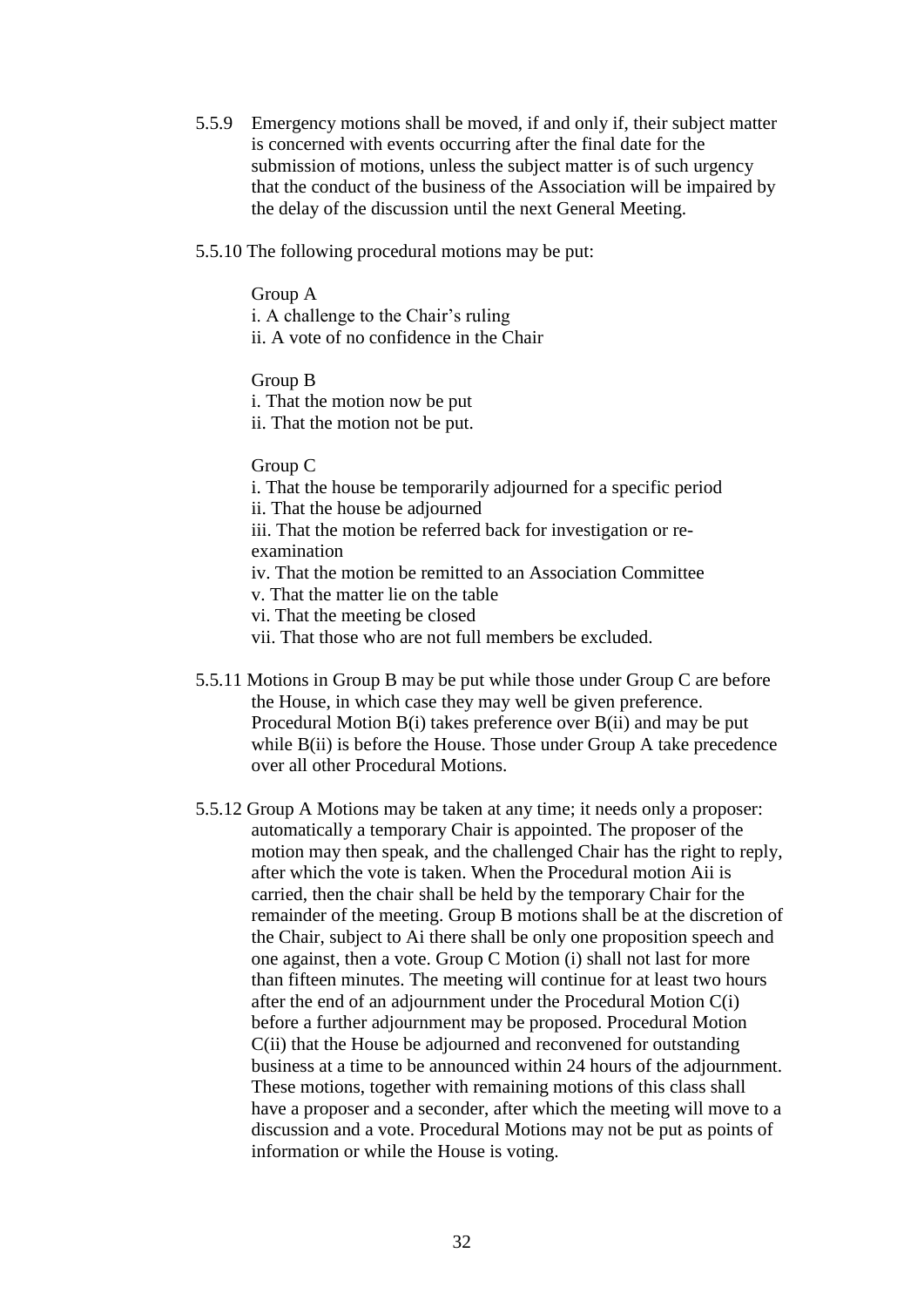5.5.9 Emergency motions shall be moved, if and only if, their subject matter is concerned with events occurring after the final date for the submission of motions, unless the subject matter is of such urgency that the conduct of the business of the Association will be impaired by the delay of the discussion until the next General Meeting.

5.5.10 The following procedural motions may be put:

Group A
i. A challenge to the Chair's ruling
ii. A vote of no confidence in the Chair

Group B
i. That the motion now be put
ii. That the motion not be put.

Group C
i. That the house be temporarily adjourned for a specific period
ii. That the house be adjourned
iii. That the motion referred back for investigation or re-examination
iv. That the motion be remitted to an Association Committee
v. That the matter lie on the table
vi. That the meeting be closed
vii. That those who are not full members be excluded.

5.5.11 Motions in Group B may be put while those under Group C are before the House, in which case they may well be given preference. Procedural Motion B(i) takes preference over B(ii) and may be put while B(ii) is before the House. Those under Group A take precedence over all other Procedural Motions.

5.5.12 Group A Motions may be taken at any time; it needs only a proposer: automatically a temporary Chair is appointed. The proposer of the motion may then speak, and the challenged Chair has the right to reply, after which the vote is taken. When the Procedural motion Aii is carried, then the chair shall be held by the temporary Chair for the remainder of the meeting. Group B motions shall be at the discretion of the Chair, subject to Ai there shall be only one proposition speech and one against, then a vote. Group C Motion (i) shall not last for more than fifteen minutes. The meeting will continue for at least two hours after the end of an adjournment under the Procedural Motion C(i) before a further adjournment may be proposed. Procedural Motion C(ii) that the House be adjourned and reconvened for outstanding business at a time to be announced within 24 hours of the adjournment. These motions, together with remaining motions of this class shall have a proposer and a seconder, after which the meeting will move to a discussion and a vote. Procedural Motions may not be put as points of information or while the House is voting.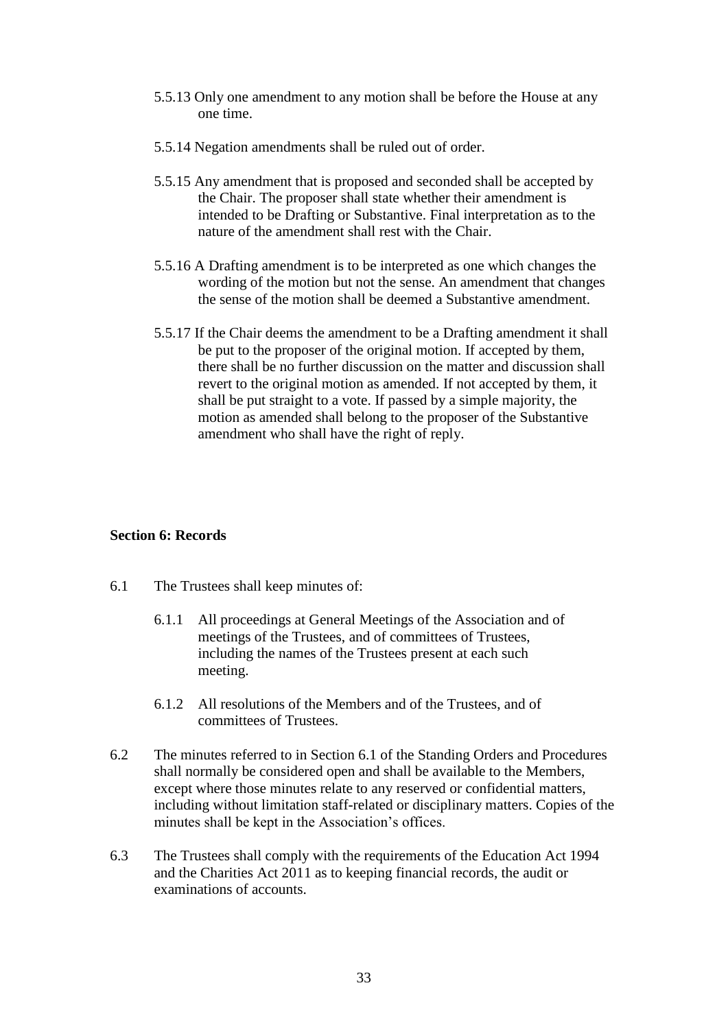5.5.13 Only one amendment to any motion shall be before the House at any one time.

5.5.14 Negation amendments shall be ruled out of order.

5.5.15 Any amendment that is proposed and seconded shall be accepted by the Chair. The proposer shall state whether their amendment is intended to be Drafting or Substantive. Final interpretation as to the nature of the amendment shall rest with the Chair.

5.5.16 A Drafting amendment is to be interpreted as one which changes the wording of the motion but not the sense. An amendment that changes the sense of the motion shall be deemed a Substantive amendment.

5.5.17 If the Chair deems the amendment to be a Drafting amendment it shall be put to the proposer of the original motion. If accepted by them, there shall be no further discussion on the matter and discussion shall revert to the original motion as amended. If not accepted by them, it shall be put straight to a vote. If passed by a simple majority, the motion as amended shall belong to the proposer of the Substantive amendment who shall have the right of reply.

**Section 6: Records**

6.1 The Trustees shall keep minutes of:

6.1.1 All proceedings at General Meetings of the Association and of meetings of the Trustees, and of committees of Trustees, including the names of the Trustees present at each such meeting.

6.1.2 All resolutions of the Members and of the Trustees, and of committees of Trustees.

6.2 The minutes referred to in Section 6.1 of the Standing Orders and Procedures shall normally be considered open and shall be available to the Members, except where those minutes relate to any reserved or confidential matters, including without limitation staff-related or disciplinary matters. Copies of the minutes shall be kept in the Association's offices.

6.3 The Trustees shall comply with the requirements of the Education Act 1994 and the Charities Act 2011 as to keeping financial records, the audit or examinations of accounts.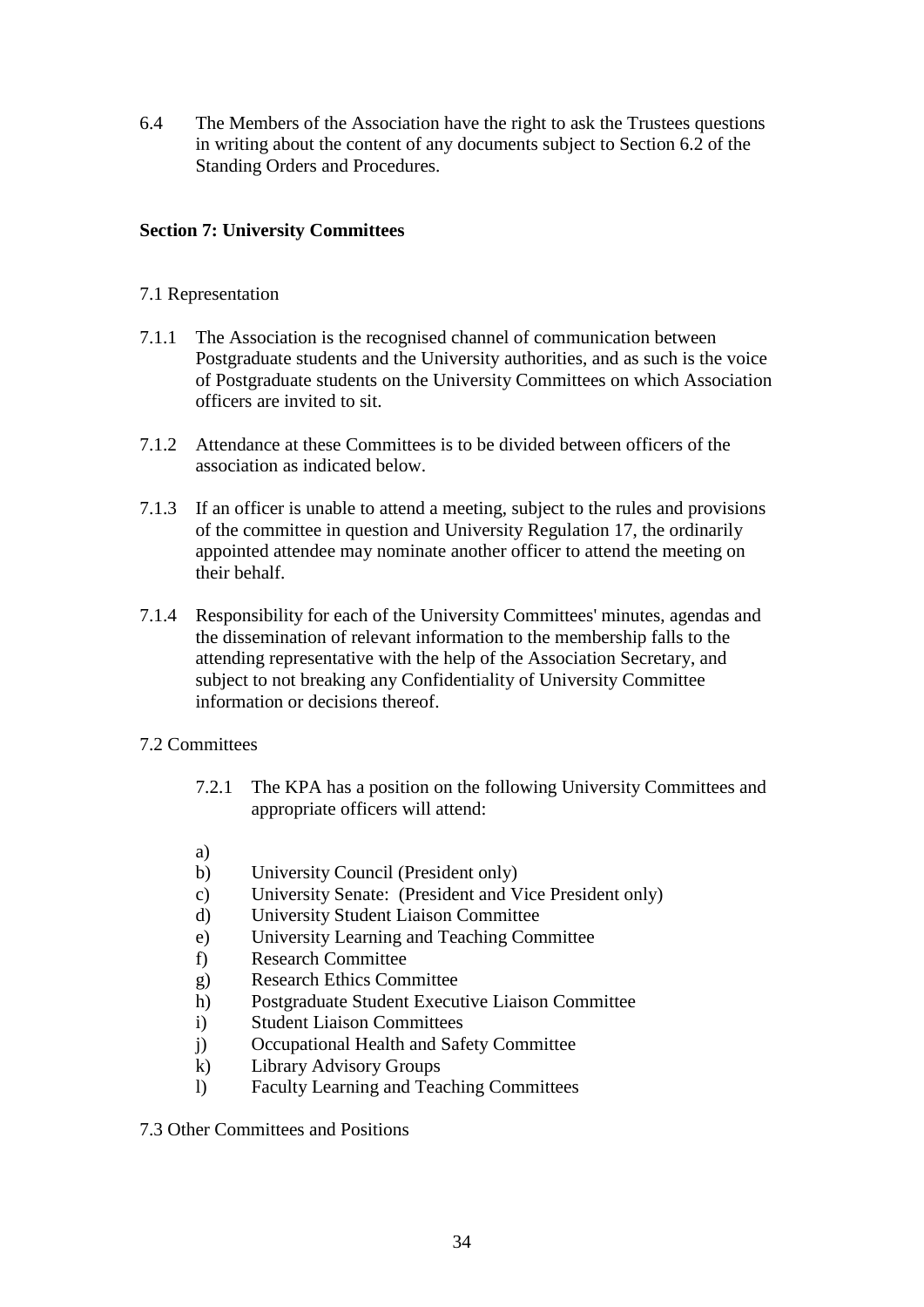6.4 The Members of the Association have the right to ask the Trustees questions in writing about the content of any documents subject to Section 6.2 of the Standing Orders and Procedures.

**Section 7: University Committees**

7.1 Representation

7.1.1 The Association is the recognised channel of communication between Postgraduate students and the University authorities, and as such is the voice of Postgraduate students on the University Committees on which Association officers are invited to sit.

7.1.2 Attendance at these Committees is to be divided between officers of the association as indicated below.

7.1.3 If an officer is unable to attend a meeting, subject to the rules and provisions of the committee in question and University Regulation 17, the ordinarily appointed attendee may nominate another officer to attend the meeting on their behalf.

7.1.4 Responsibility for each of the University Committees' minutes, agendas and the dissemination of relevant information to the membership falls to the attending representative with the help of the Association Secretary, and subject to not breaking any Confidentiality of University Committee information or decisions thereof.

7.2 Committees

7.2.1 The KPA has a position on the following University Committees and appropriate officers will attend:

a)
b) University Council (President only)
c) University Senate: (President and Vice President only)
d) University Student Liaison Committee
e) University Learning and Teaching Committee
f) Research Committee
g) Research Ethics Committee
h) Postgraduate Student Executive Liaison Committee
i) Student Liaison Committees
j) Occupational Health and Safety Committee
k) Library Advisory Groups
l) Faculty Learning and Teaching Committees

7.3 Other Committees and Positions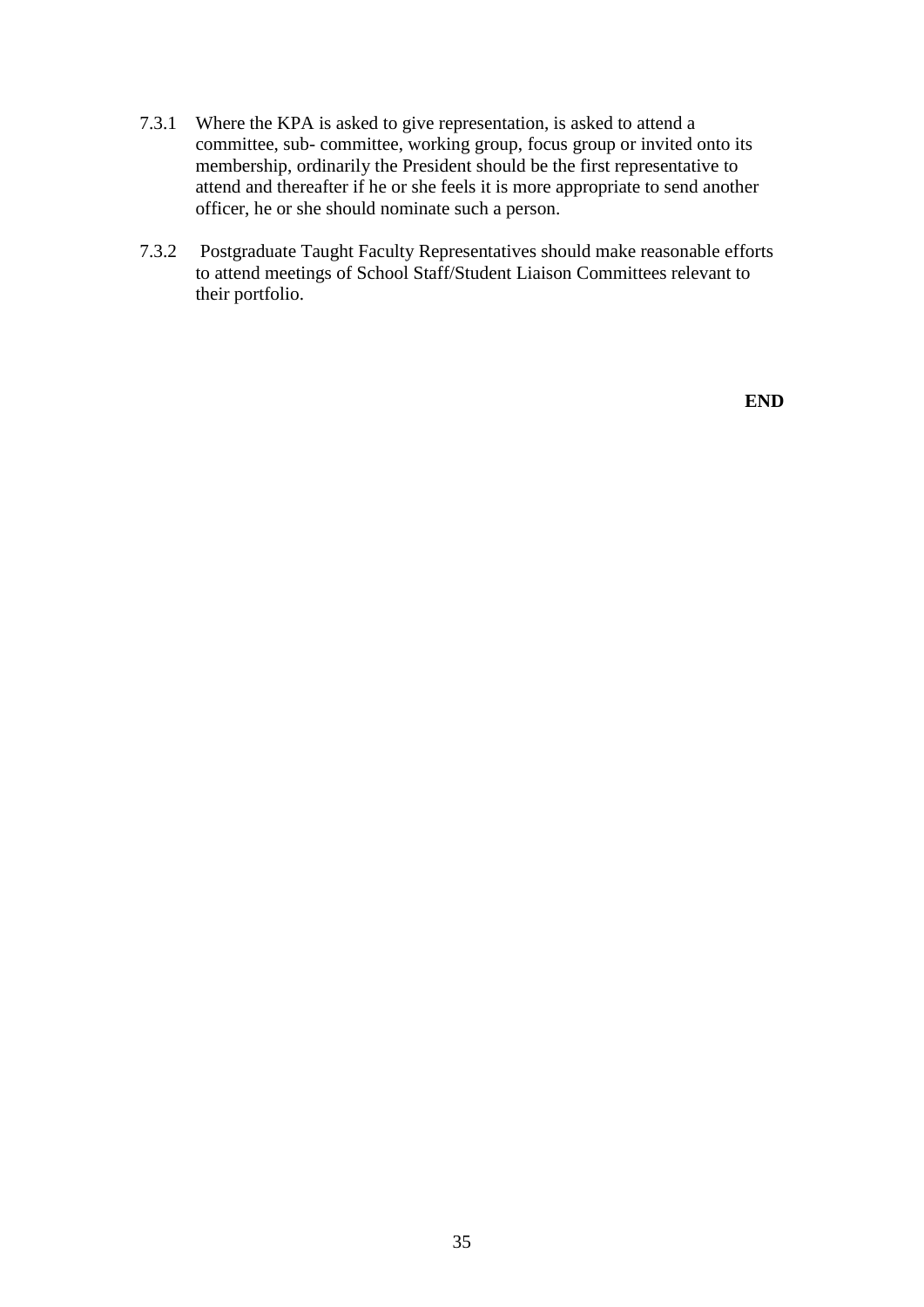7.3.1 Where the KPA is asked to give representation, is asked to attend a committee, sub- committee, working group, focus group or invited onto its membership, ordinarily the President should be the first representative to attend and thereafter if he or she feels it is more appropriate to send another officer, he or she should nominate such a person.

7.3.2 Postgraduate Taught Faculty Representatives should make reasonable efforts to attend meetings of School Staff/Student Liaison Committees relevant to their portfolio.

**END**